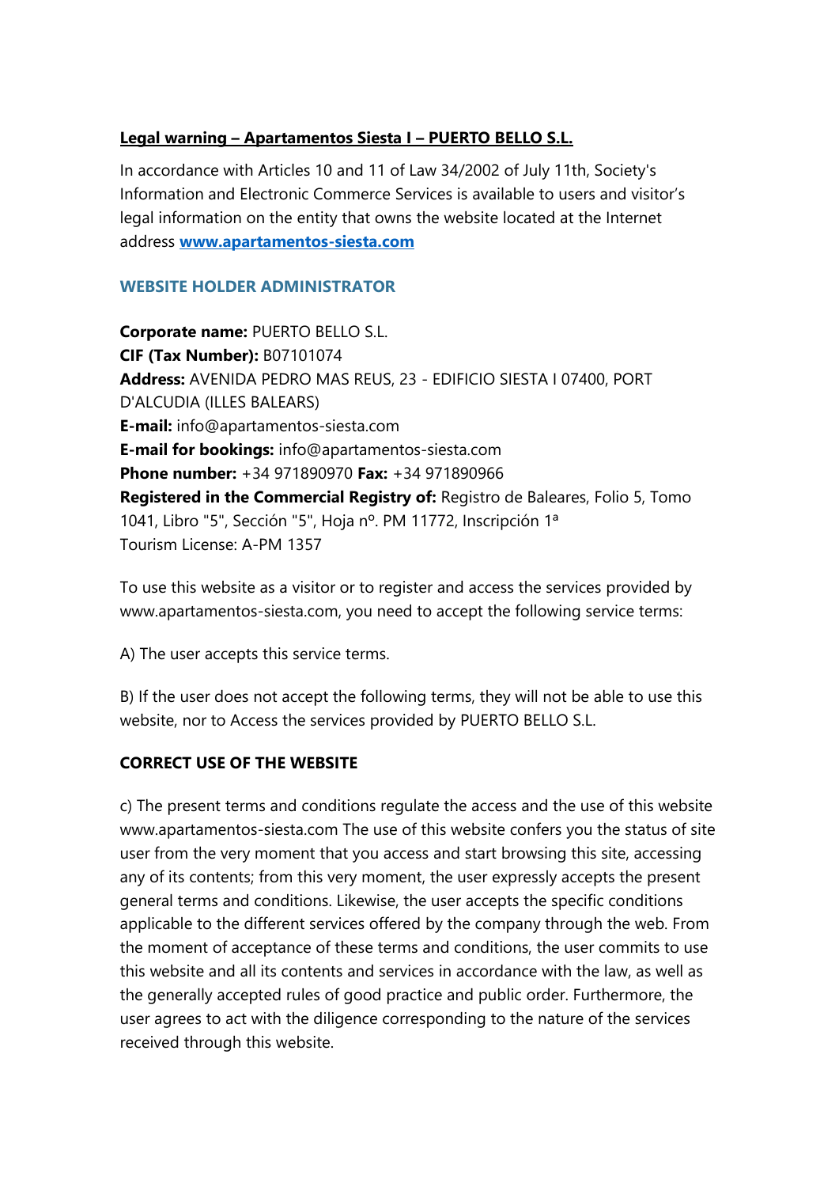## Legal warning – Apartamentos Siesta I – PUERTO BELLO S.L.

In accordance with Articles 10 and 11 of Law 34/2002 of July 11th, Society's Information and Electronic Commerce Services is available to users and visitor's legal information on the entity that owns the website located at the Internet address **[www.apartamentos-siesta.com](http://www.apartamentos-siesta.com)**

### WEBSITE HOLDER ADMINISTRATOR

**Corporate name:** PUERTO BELLO S.L.
**CIF (Tax Number):** B07101074
**Address:** AVENIDA PEDRO MAS REUS, 23 - EDIFICIO SIESTA I 07400, PORT D'ALCUDIA (ILLES BALEARS)
**E-mail:** info@apartamentos-siesta.com
**E-mail for bookings:** info@apartamentos-siesta.com
**Phone number:** +34 971890970 **Fax:** +34 971890966
**Registered in the Commercial Registry of:** Registro de Baleares, Folio 5, Tomo 1041, Libro "5", Sección "5", Hoja nº. PM 11772, Inscripción 1ª
Tourism License: A-PM 1357

To use this website as a visitor or to register and access the services provided by www.apartamentos-siesta.com, you need to accept the following service terms:

A) The user accepts this service terms.

B) If the user does not accept the following terms, they will not be able to use this website, nor to Access the services provided by PUERTO BELLO S.L.

### CORRECT USE OF THE WEBSITE

c) The present terms and conditions regulate the access and the use of this website www.apartamentos-siesta.com The use of this website confers you the status of site user from the very moment that you access and start browsing this site, accessing any of its contents; from this very moment, the user expressly accepts the present general terms and conditions. Likewise, the user accepts the specific conditions applicable to the different services offered by the company through the web. From the moment of acceptance of these terms and conditions, the user commits to use this website and all its contents and services in accordance with the law, as well as the generally accepted rules of good practice and public order. Furthermore, the user agrees to act with the diligence corresponding to the nature of the services received through this website.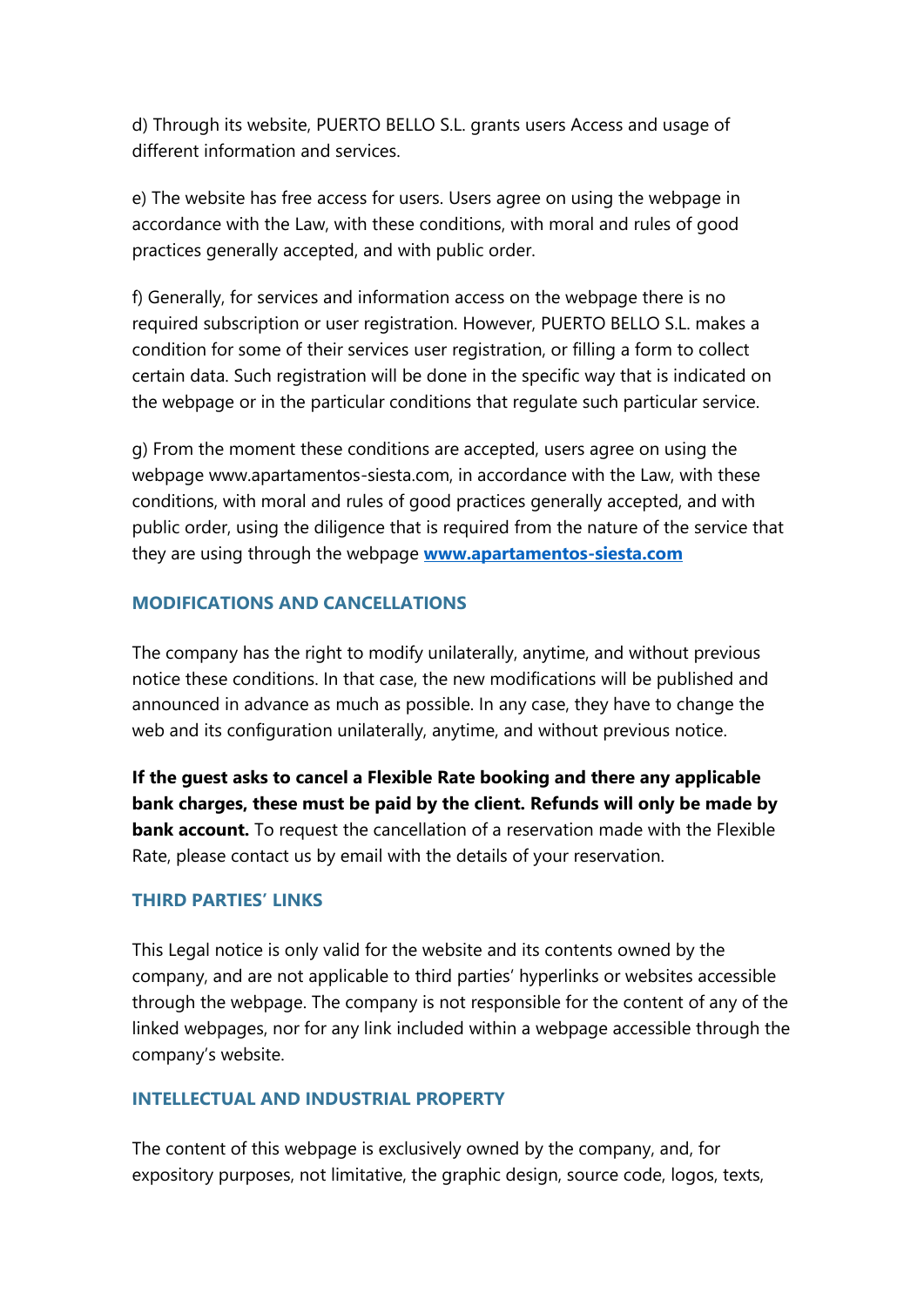d) Through its website, PUERTO BELLO S.L. grants users Access and usage of different information and services.

e) The website has free access for users. Users agree on using the webpage in accordance with the Law, with these conditions, with moral and rules of good practices generally accepted, and with public order.

f) Generally, for services and information access on the webpage there is no required subscription or user registration. However, PUERTO BELLO S.L. makes a condition for some of their services user registration, or filling a form to collect certain data. Such registration will be done in the specific way that is indicated on the webpage or in the particular conditions that regulate such particular service.

g) From the moment these conditions are accepted, users agree on using the webpage www.apartamentos-siesta.com, in accordance with the Law, with these conditions, with moral and rules of good practices generally accepted, and with public order, using the diligence that is required from the nature of the service that they are using through the webpage **www.apartamentos-siesta.com**

## MODIFICATIONS AND CANCELLATIONS

The company has the right to modify unilaterally, anytime, and without previous notice these conditions. In that case, the new modifications will be published and announced in advance as much as possible. In any case, they have to change the web and its configuration unilaterally, anytime, and without previous notice.

**If the guest asks to cancel a Flexible Rate booking and there any applicable bank charges, these must be paid by the client. Refunds will only be made by bank account.** To request the cancellation of a reservation made with the Flexible Rate, please contact us by email with the details of your reservation.

## THIRD PARTIES' LINKS

This Legal notice is only valid for the website and its contents owned by the company, and are not applicable to third parties' hyperlinks or websites accessible through the webpage. The company is not responsible for the content of any of the linked webpages, nor for any link included within a webpage accessible through the company's website.

## INTELLECTUAL AND INDUSTRIAL PROPERTY

The content of this webpage is exclusively owned by the company, and, for expository purposes, not limitative, the graphic design, source code, logos, texts,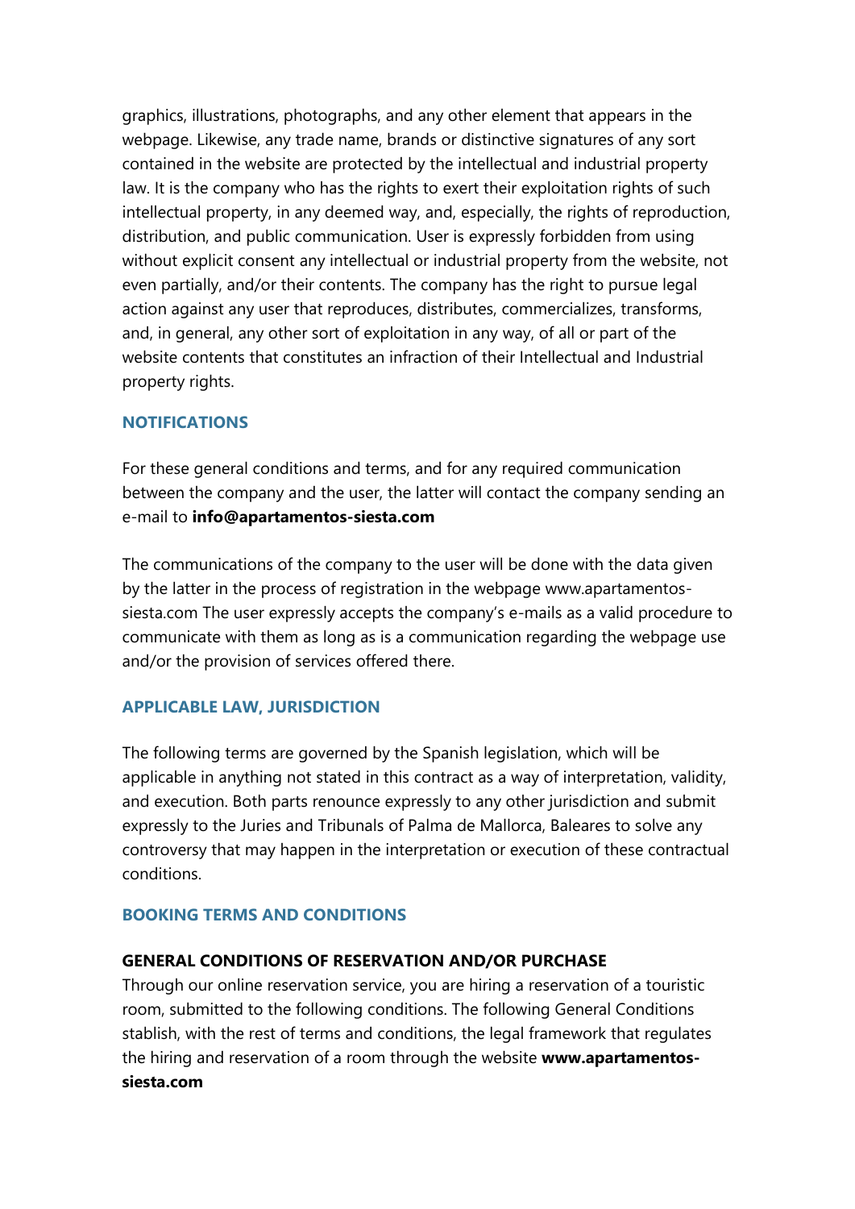graphics, illustrations, photographs, and any other element that appears in the webpage. Likewise, any trade name, brands or distinctive signatures of any sort contained in the website are protected by the intellectual and industrial property law. It is the company who has the rights to exert their exploitation rights of such intellectual property, in any deemed way, and, especially, the rights of reproduction, distribution, and public communication. User is expressly forbidden from using without explicit consent any intellectual or industrial property from the website, not even partially, and/or their contents. The company has the right to pursue legal action against any user that reproduces, distributes, commercializes, transforms, and, in general, any other sort of exploitation in any way, of all or part of the website contents that constitutes an infraction of their Intellectual and Industrial property rights.

## NOTIFICATIONS

For these general conditions and terms, and for any required communication between the company and the user, the latter will contact the company sending an e-mail to **info@apartamentos-siesta.com**

The communications of the company to the user will be done with the data given by the latter in the process of registration in the webpage www.apartamentos-siesta.com The user expressly accepts the company's e-mails as a valid procedure to communicate with them as long as is a communication regarding the webpage use and/or the provision of services offered there.

## APPLICABLE LAW, JURISDICTION

The following terms are governed by the Spanish legislation, which will be applicable in anything not stated in this contract as a way of interpretation, validity, and execution. Both parts renounce expressly to any other jurisdiction and submit expressly to the Juries and Tribunals of Palma de Mallorca, Baleares to solve any controversy that may happen in the interpretation or execution of these contractual conditions.

## BOOKING TERMS AND CONDITIONS

### GENERAL CONDITIONS OF RESERVATION AND/OR PURCHASE

Through our online reservation service, you are hiring a reservation of a touristic room, submitted to the following conditions. The following General Conditions stablish, with the rest of terms and conditions, the legal framework that regulates the hiring and reservation of a room through the website **www.apartamentos-siesta.com**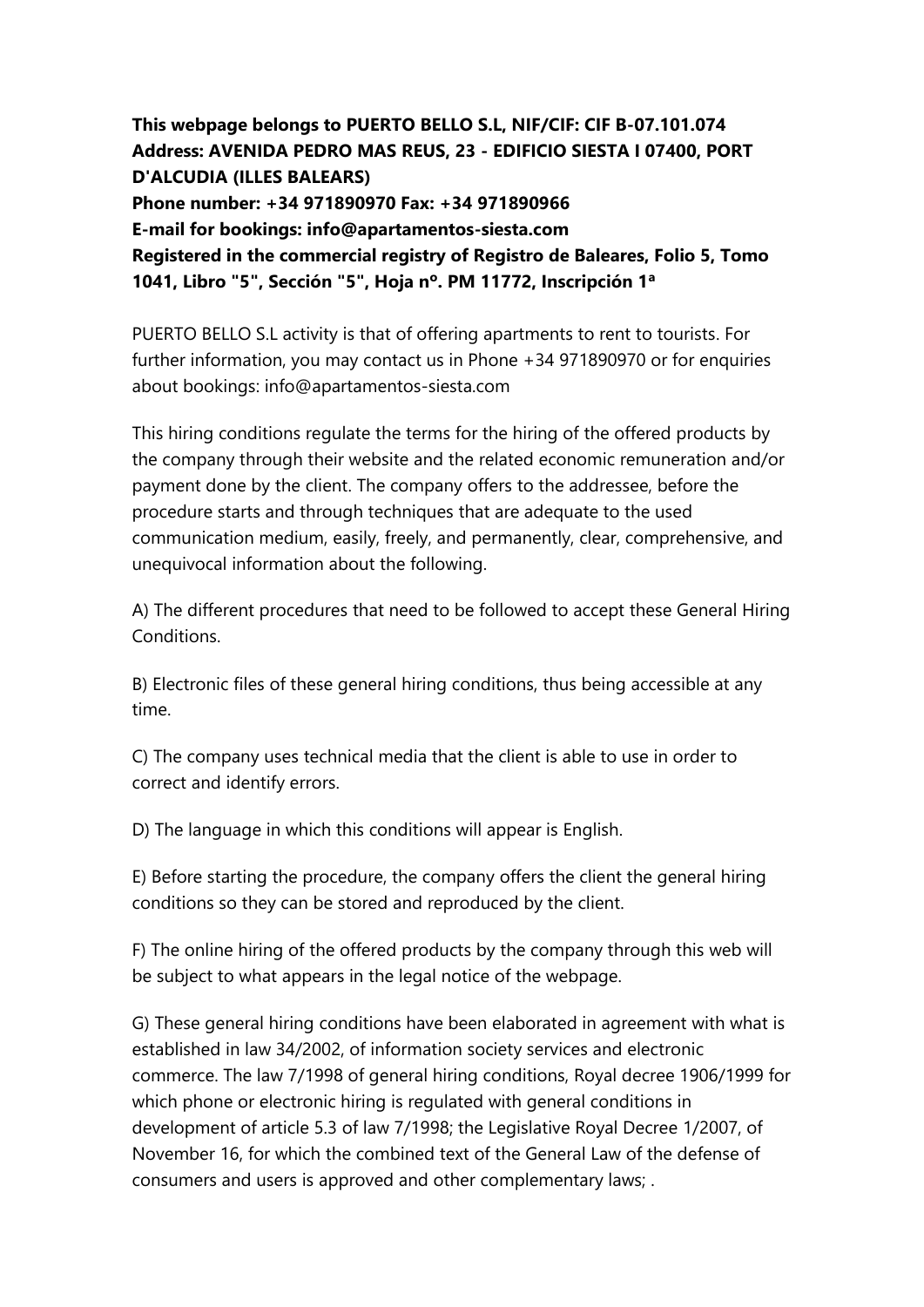**This webpage belongs to PUERTO BELLO S.L, NIF/CIF: CIF B-07.101.074**
**Address: AVENIDA PEDRO MAS REUS, 23 - EDIFICIO SIESTA I 07400, PORT D'ALCUDIA (ILLES BALEARS)**
**Phone number: +34 971890970 Fax: +34 971890966**
**E-mail for bookings: info@apartamentos-siesta.com**
**Registered in the commercial registry of Registro de Baleares, Folio 5, Tomo 1041, Libro "5", Sección "5", Hoja nº. PM 11772, Inscripción 1ª**

PUERTO BELLO S.L activity is that of offering apartments to rent to tourists. For further information, you may contact us in Phone +34 971890970 or for enquiries about bookings: info@apartamentos-siesta.com

This hiring conditions regulate the terms for the hiring of the offered products by the company through their website and the related economic remuneration and/or payment done by the client. The company offers to the addressee, before the procedure starts and through techniques that are adequate to the used communication medium, easily, freely, and permanently, clear, comprehensive, and unequivocal information about the following.

A) The different procedures that need to be followed to accept these General Hiring Conditions.

B) Electronic files of these general hiring conditions, thus being accessible at any time.

C) The company uses technical media that the client is able to use in order to correct and identify errors.

D) The language in which this conditions will appear is English.

E) Before starting the procedure, the company offers the client the general hiring conditions so they can be stored and reproduced by the client.

F) The online hiring of the offered products by the company through this web will be subject to what appears in the legal notice of the webpage.

G) These general hiring conditions have been elaborated in agreement with what is established in law 34/2002, of information society services and electronic commerce. The law 7/1998 of general hiring conditions, Royal decree 1906/1999 for which phone or electronic hiring is regulated with general conditions in development of article 5.3 of law 7/1998; the Legislative Royal Decree 1/2007, of November 16, for which the combined text of the General Law of the defense of consumers and users is approved and other complementary laws; .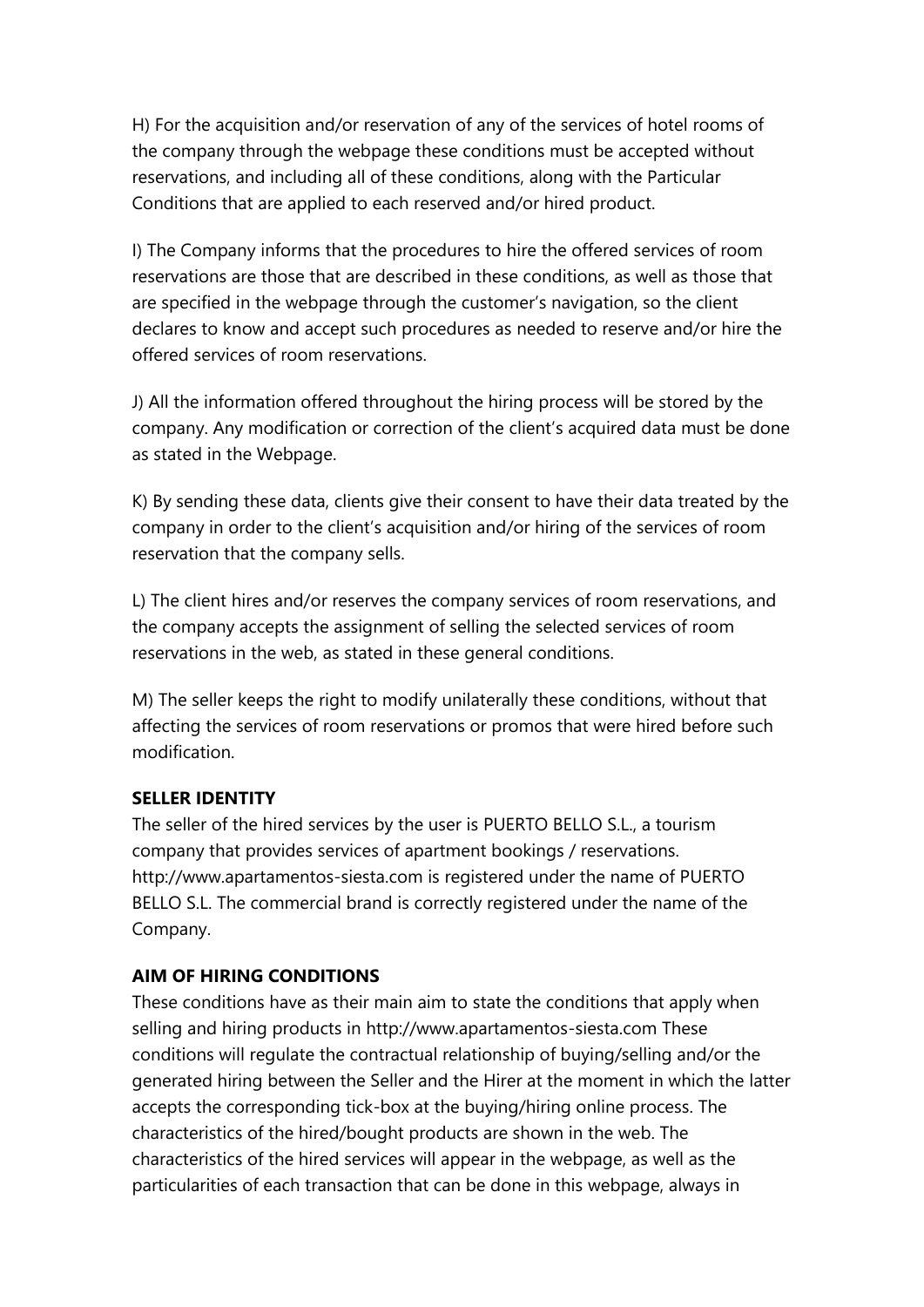H) For the acquisition and/or reservation of any of the services of hotel rooms of the company through the webpage these conditions must be accepted without reservations, and including all of these conditions, along with the Particular Conditions that are applied to each reserved and/or hired product.

I) The Company informs that the procedures to hire the offered services of room reservations are those that are described in these conditions, as well as those that are specified in the webpage through the customer's navigation, so the client declares to know and accept such procedures as needed to reserve and/or hire the offered services of room reservations.

J) All the information offered throughout the hiring process will be stored by the company. Any modification or correction of the client's acquired data must be done as stated in the Webpage.

K) By sending these data, clients give their consent to have their data treated by the company in order to the client's acquisition and/or hiring of the services of room reservation that the company sells.

L) The client hires and/or reserves the company services of room reservations, and the company accepts the assignment of selling the selected services of room reservations in the web, as stated in these general conditions.

M) The seller keeps the right to modify unilaterally these conditions, without that affecting the services of room reservations or promos that were hired before such modification.

**SELLER IDENTITY**

The seller of the hired services by the user is PUERTO BELLO S.L., a tourism company that provides services of apartment bookings / reservations. http://www.apartamentos-siesta.com is registered under the name of PUERTO BELLO S.L. The commercial brand is correctly registered under the name of the Company.

**AIM OF HIRING CONDITIONS**

These conditions have as their main aim to state the conditions that apply when selling and hiring products in http://www.apartamentos-siesta.com These conditions will regulate the contractual relationship of buying/selling and/or the generated hiring between the Seller and the Hirer at the moment in which the latter accepts the corresponding tick-box at the buying/hiring online process. The characteristics of the hired/bought products are shown in the web. The characteristics of the hired services will appear in the webpage, as well as the particularities of each transaction that can be done in this webpage, always in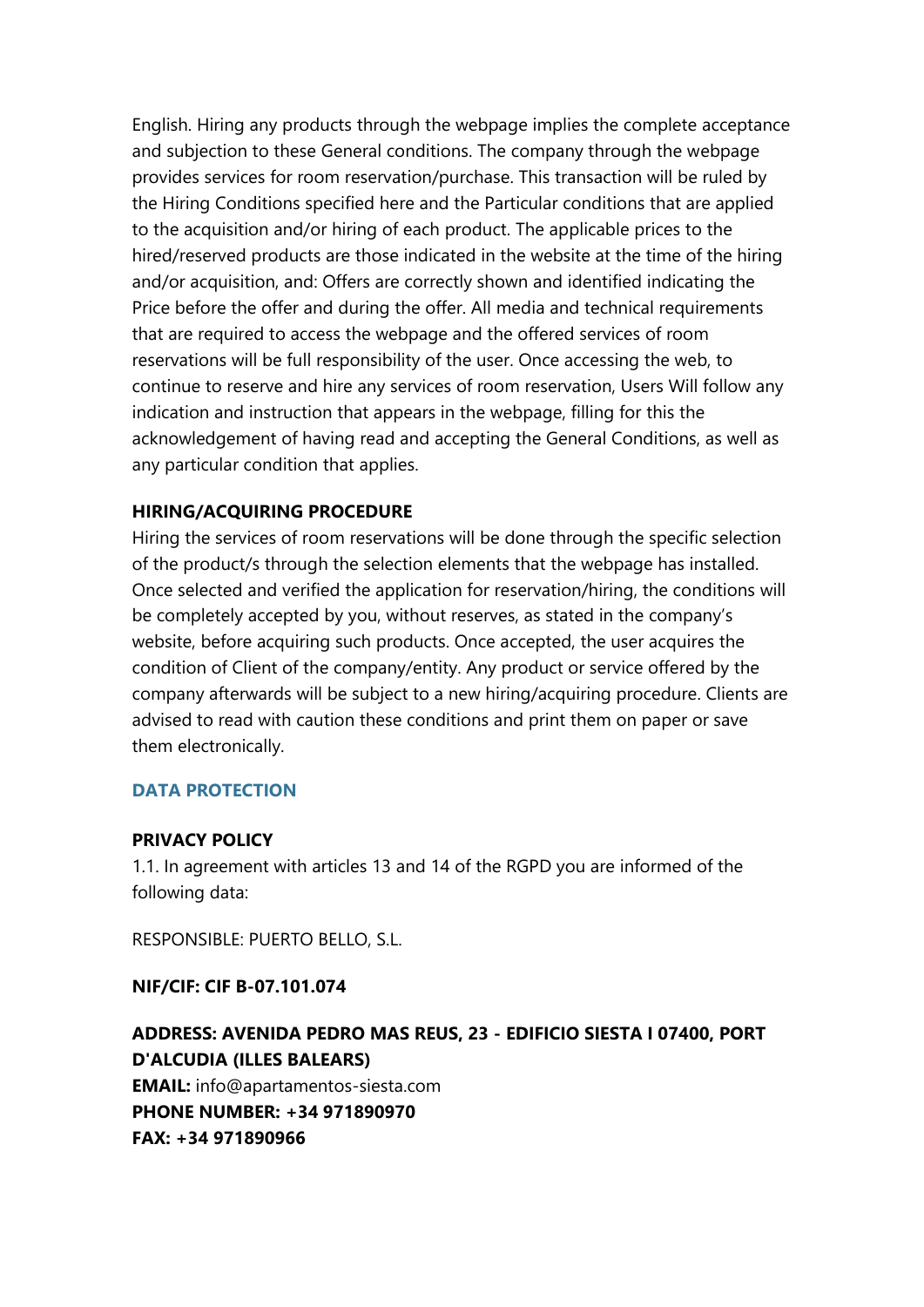English. Hiring any products through the webpage implies the complete acceptance and subjection to these General conditions. The company through the webpage provides services for room reservation/purchase. This transaction will be ruled by the Hiring Conditions specified here and the Particular conditions that are applied to the acquisition and/or hiring of each product. The applicable prices to the hired/reserved products are those indicated in the website at the time of the hiring and/or acquisition, and: Offers are correctly shown and identified indicating the Price before the offer and during the offer. All media and technical requirements that are required to access the webpage and the offered services of room reservations will be full responsibility of the user. Once accessing the web, to continue to reserve and hire any services of room reservation, Users Will follow any indication and instruction that appears in the webpage, filling for this the acknowledgement of having read and accepting the General Conditions, as well as any particular condition that applies.

**HIRING/ACQUIRING PROCEDURE**

Hiring the services of room reservations will be done through the specific selection of the product/s through the selection elements that the webpage has installed. Once selected and verified the application for reservation/hiring, the conditions will be completely accepted by you, without reserves, as stated in the company's website, before acquiring such products. Once accepted, the user acquires the condition of Client of the company/entity. Any product or service offered by the company afterwards will be subject to a new hiring/acquiring procedure. Clients are advised to read with caution these conditions and print them on paper or save them electronically.

## DATA PROTECTION

**PRIVACY POLICY**

1.1. In agreement with articles 13 and 14 of the RGPD you are informed of the following data:

RESPONSIBLE: PUERTO BELLO, S.L.

**NIF/CIF: CIF B-07.101.074**

**ADDRESS: AVENIDA PEDRO MAS REUS, 23 - EDIFICIO SIESTA I 07400, PORT D'ALCUDIA (ILLES BALEARS)**
**EMAIL:** info@apartamentos-siesta.com
**PHONE NUMBER: +34 971890970**
**FAX: +34 971890966**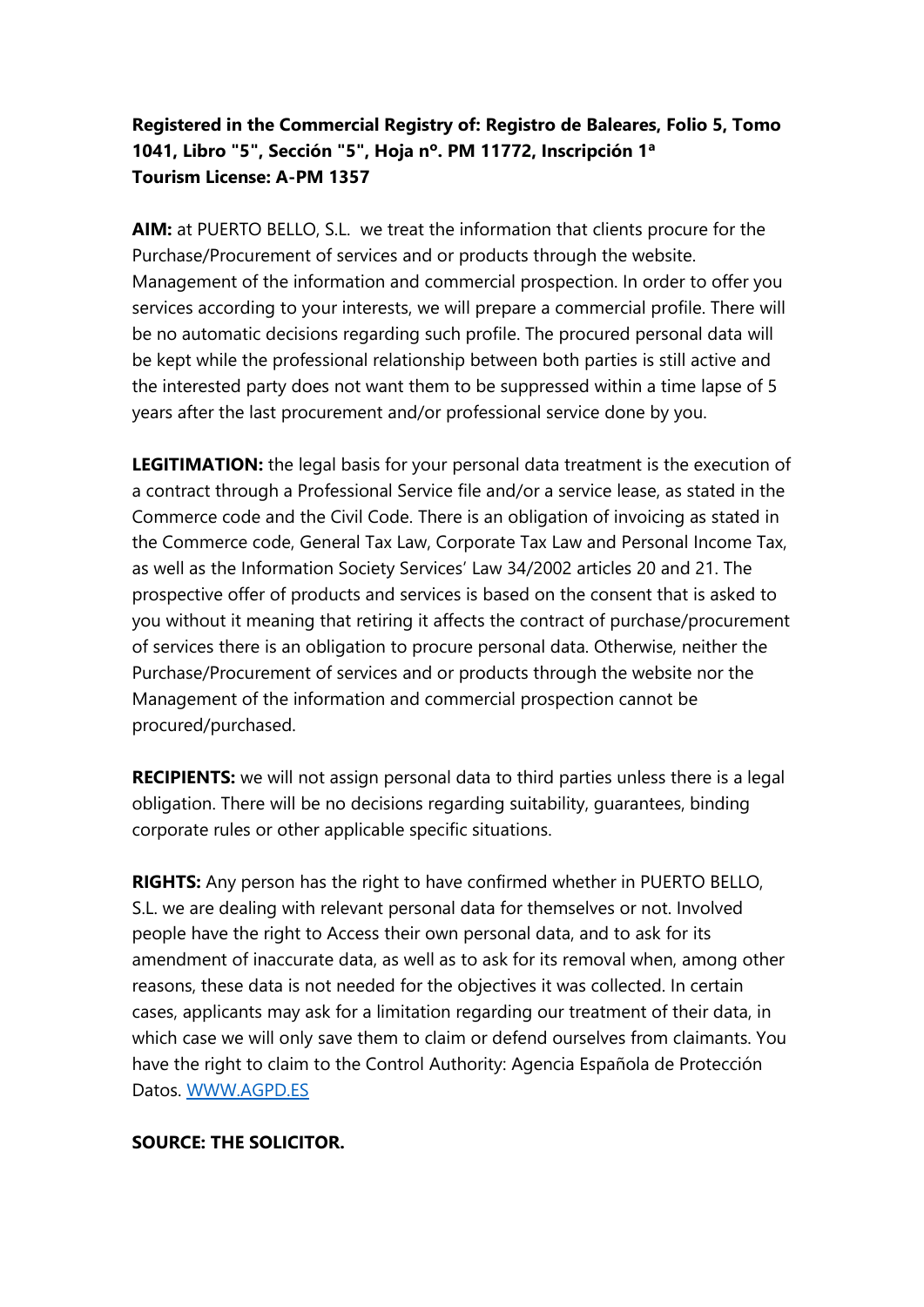**Registered in the Commercial Registry of: Registro de Baleares, Folio 5, Tomo 1041, Libro "5", Sección "5", Hoja nº. PM 11772, Inscripción 1ª**
**Tourism License: A-PM 1357**

**AIM:** at PUERTO BELLO, S.L. we treat the information that clients procure for the Purchase/Procurement of services and or products through the website. Management of the information and commercial prospection. In order to offer you services according to your interests, we will prepare a commercial profile. There will be no automatic decisions regarding such profile. The procured personal data will be kept while the professional relationship between both parties is still active and the interested party does not want them to be suppressed within a time lapse of 5 years after the last procurement and/or professional service done by you.

**LEGITIMATION:** the legal basis for your personal data treatment is the execution of a contract through a Professional Service file and/or a service lease, as stated in the Commerce code and the Civil Code. There is an obligation of invoicing as stated in the Commerce code, General Tax Law, Corporate Tax Law and Personal Income Tax, as well as the Information Society Services' Law 34/2002 articles 20 and 21. The prospective offer of products and services is based on the consent that is asked to you without it meaning that retiring it affects the contract of purchase/procurement of services there is an obligation to procure personal data. Otherwise, neither the Purchase/Procurement of services and or products through the website nor the Management of the information and commercial prospection cannot be procured/purchased.

**RECIPIENTS:** we will not assign personal data to third parties unless there is a legal obligation. There will be no decisions regarding suitability, guarantees, binding corporate rules or other applicable specific situations.

**RIGHTS:** Any person has the right to have confirmed whether in PUERTO BELLO, S.L. we are dealing with relevant personal data for themselves or not. Involved people have the right to Access their own personal data, and to ask for its amendment of inaccurate data, as well as to ask for its removal when, among other reasons, these data is not needed for the objectives it was collected. In certain cases, applicants may ask for a limitation regarding our treatment of their data, in which case we will only save them to claim or defend ourselves from claimants. You have the right to claim to the Control Authority: Agencia Española de Protección Datos. [WWW.AGPD.ES](http://WWW.AGPD.ES)

**SOURCE: THE SOLICITOR.**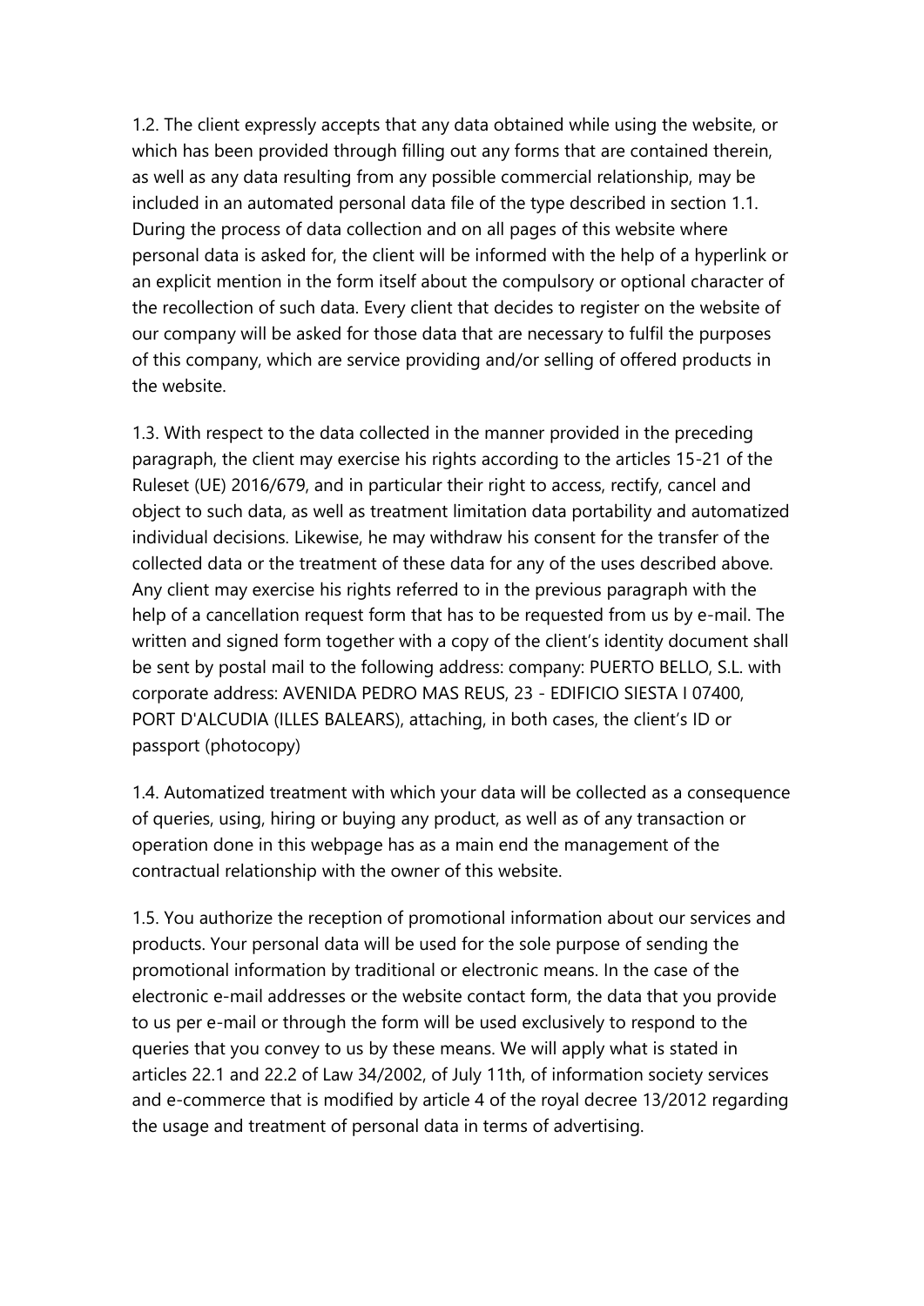1.2. The client expressly accepts that any data obtained while using the website, or which has been provided through filling out any forms that are contained therein, as well as any data resulting from any possible commercial relationship, may be included in an automated personal data file of the type described in section 1.1. During the process of data collection and on all pages of this website where personal data is asked for, the client will be informed with the help of a hyperlink or an explicit mention in the form itself about the compulsory or optional character of the recollection of such data. Every client that decides to register on the website of our company will be asked for those data that are necessary to fulfil the purposes of this company, which are service providing and/or selling of offered products in the website.

1.3. With respect to the data collected in the manner provided in the preceding paragraph, the client may exercise his rights according to the articles 15-21 of the Ruleset (UE) 2016/679, and in particular their right to access, rectify, cancel and object to such data, as well as treatment limitation data portability and automatized individual decisions. Likewise, he may withdraw his consent for the transfer of the collected data or the treatment of these data for any of the uses described above. Any client may exercise his rights referred to in the previous paragraph with the help of a cancellation request form that has to be requested from us by e-mail. The written and signed form together with a copy of the client's identity document shall be sent by postal mail to the following address: company: PUERTO BELLO, S.L. with corporate address: AVENIDA PEDRO MAS REUS, 23 - EDIFICIO SIESTA I 07400, PORT D'ALCUDIA (ILLES BALEARS), attaching, in both cases, the client's ID or passport (photocopy)

1.4. Automatized treatment with which your data will be collected as a consequence of queries, using, hiring or buying any product, as well as of any transaction or operation done in this webpage has as a main end the management of the contractual relationship with the owner of this website.

1.5. You authorize the reception of promotional information about our services and products. Your personal data will be used for the sole purpose of sending the promotional information by traditional or electronic means. In the case of the electronic e-mail addresses or the website contact form, the data that you provide to us per e-mail or through the form will be used exclusively to respond to the queries that you convey to us by these means. We will apply what is stated in articles 22.1 and 22.2 of Law 34/2002, of July 11th, of information society services and e-commerce that is modified by article 4 of the royal decree 13/2012 regarding the usage and treatment of personal data in terms of advertising.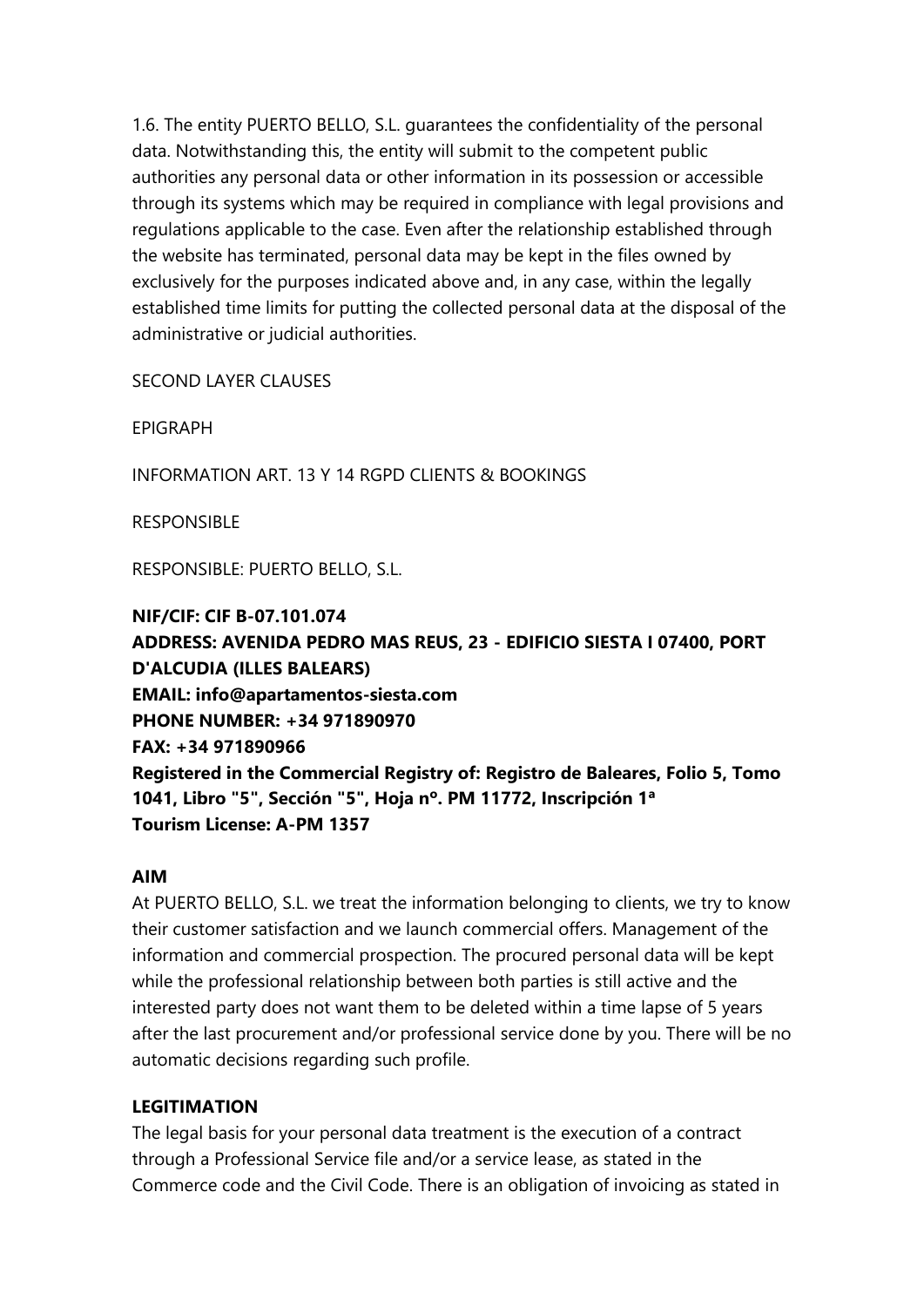1.6. The entity PUERTO BELLO, S.L. guarantees the confidentiality of the personal data. Notwithstanding this, the entity will submit to the competent public authorities any personal data or other information in its possession or accessible through its systems which may be required in compliance with legal provisions and regulations applicable to the case. Even after the relationship established through the website has terminated, personal data may be kept in the files owned by exclusively for the purposes indicated above and, in any case, within the legally established time limits for putting the collected personal data at the disposal of the administrative or judicial authorities.

SECOND LAYER CLAUSES

EPIGRAPH

INFORMATION ART. 13 Y 14 RGPD CLIENTS & BOOKINGS

RESPONSIBLE

RESPONSIBLE: PUERTO BELLO, S.L.

**NIF/CIF: CIF B-07.101.074**
**ADDRESS: AVENIDA PEDRO MAS REUS, 23 - EDIFICIO SIESTA I 07400, PORT D'ALCUDIA (ILLES BALEARS)**
**EMAIL: info@apartamentos-siesta.com**
**PHONE NUMBER: +34 971890970**
**FAX: +34 971890966**
**Registered in the Commercial Registry of: Registro de Baleares, Folio 5, Tomo 1041, Libro "5", Sección "5", Hoja nº. PM 11772, Inscripción 1ª**
**Tourism License: A-PM 1357**

**AIM**

At PUERTO BELLO, S.L. we treat the information belonging to clients, we try to know their customer satisfaction and we launch commercial offers. Management of the information and commercial prospection. The procured personal data will be kept while the professional relationship between both parties is still active and the interested party does not want them to be deleted within a time lapse of 5 years after the last procurement and/or professional service done by you. There will be no automatic decisions regarding such profile.

**LEGITIMATION**

The legal basis for your personal data treatment is the execution of a contract through a Professional Service file and/or a service lease, as stated in the Commerce code and the Civil Code. There is an obligation of invoicing as stated in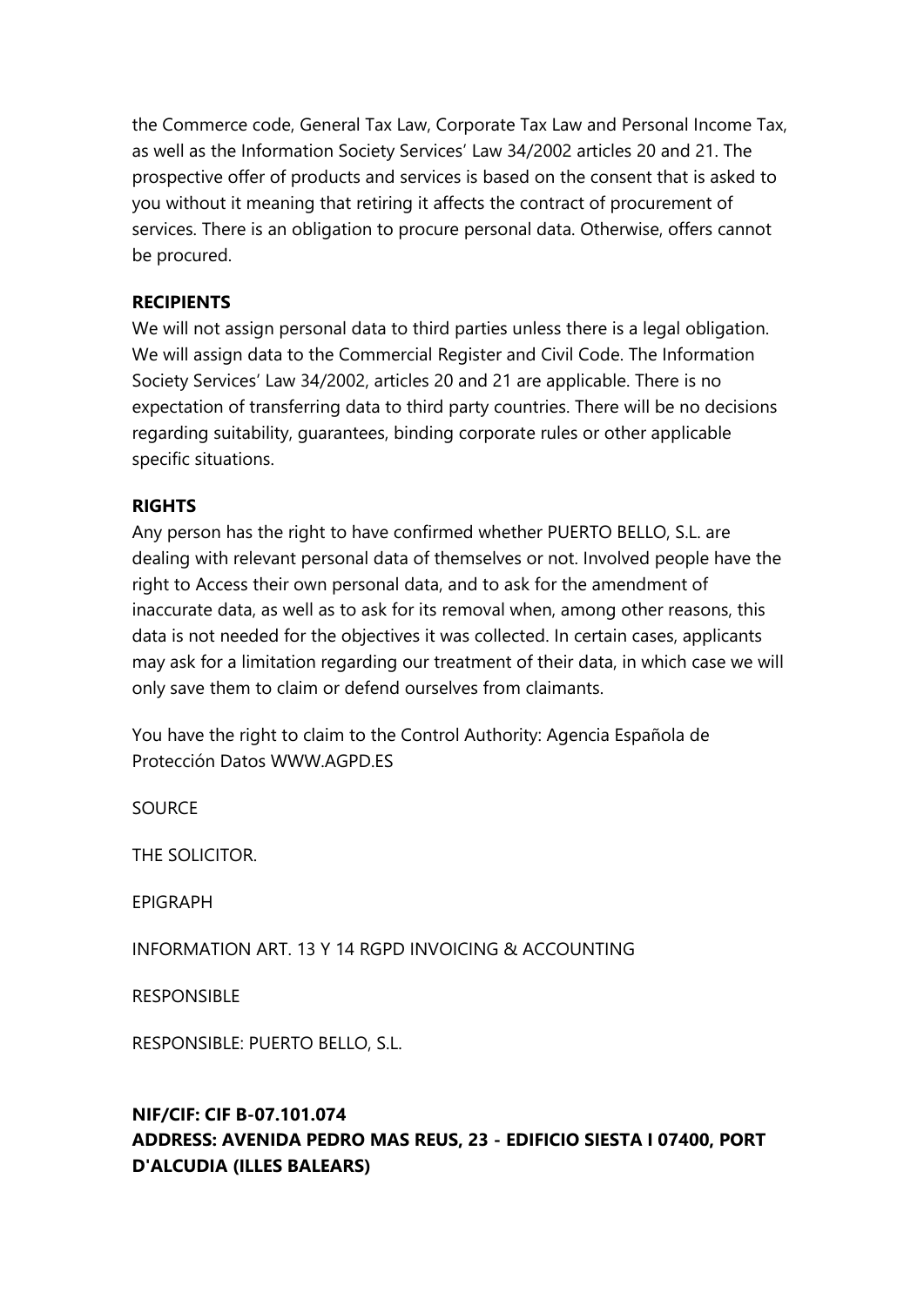the Commerce code, General Tax Law, Corporate Tax Law and Personal Income Tax, as well as the Information Society Services' Law 34/2002 articles 20 and 21. The prospective offer of products and services is based on the consent that is asked to you without it meaning that retiring it affects the contract of procurement of services. There is an obligation to procure personal data. Otherwise, offers cannot be procured.

**RECIPIENTS**

We will not assign personal data to third parties unless there is a legal obligation. We will assign data to the Commercial Register and Civil Code. The Information Society Services' Law 34/2002, articles 20 and 21 are applicable. There is no expectation of transferring data to third party countries. There will be no decisions regarding suitability, guarantees, binding corporate rules or other applicable specific situations.

**RIGHTS**

Any person has the right to have confirmed whether PUERTO BELLO, S.L. are dealing with relevant personal data of themselves or not. Involved people have the right to Access their own personal data, and to ask for the amendment of inaccurate data, as well as to ask for its removal when, among other reasons, this data is not needed for the objectives it was collected. In certain cases, applicants may ask for a limitation regarding our treatment of their data, in which case we will only save them to claim or defend ourselves from claimants.

You have the right to claim to the Control Authority: Agencia Española de Protección Datos WWW.AGPD.ES

SOURCE

THE SOLICITOR.

EPIGRAPH

INFORMATION ART. 13 Y 14 RGPD INVOICING & ACCOUNTING

RESPONSIBLE

RESPONSIBLE: PUERTO BELLO, S.L.

**NIF/CIF: CIF B-07.101.074**
**ADDRESS: AVENIDA PEDRO MAS REUS, 23 - EDIFICIO SIESTA I 07400, PORT D'ALCUDIA (ILLES BALEARS)**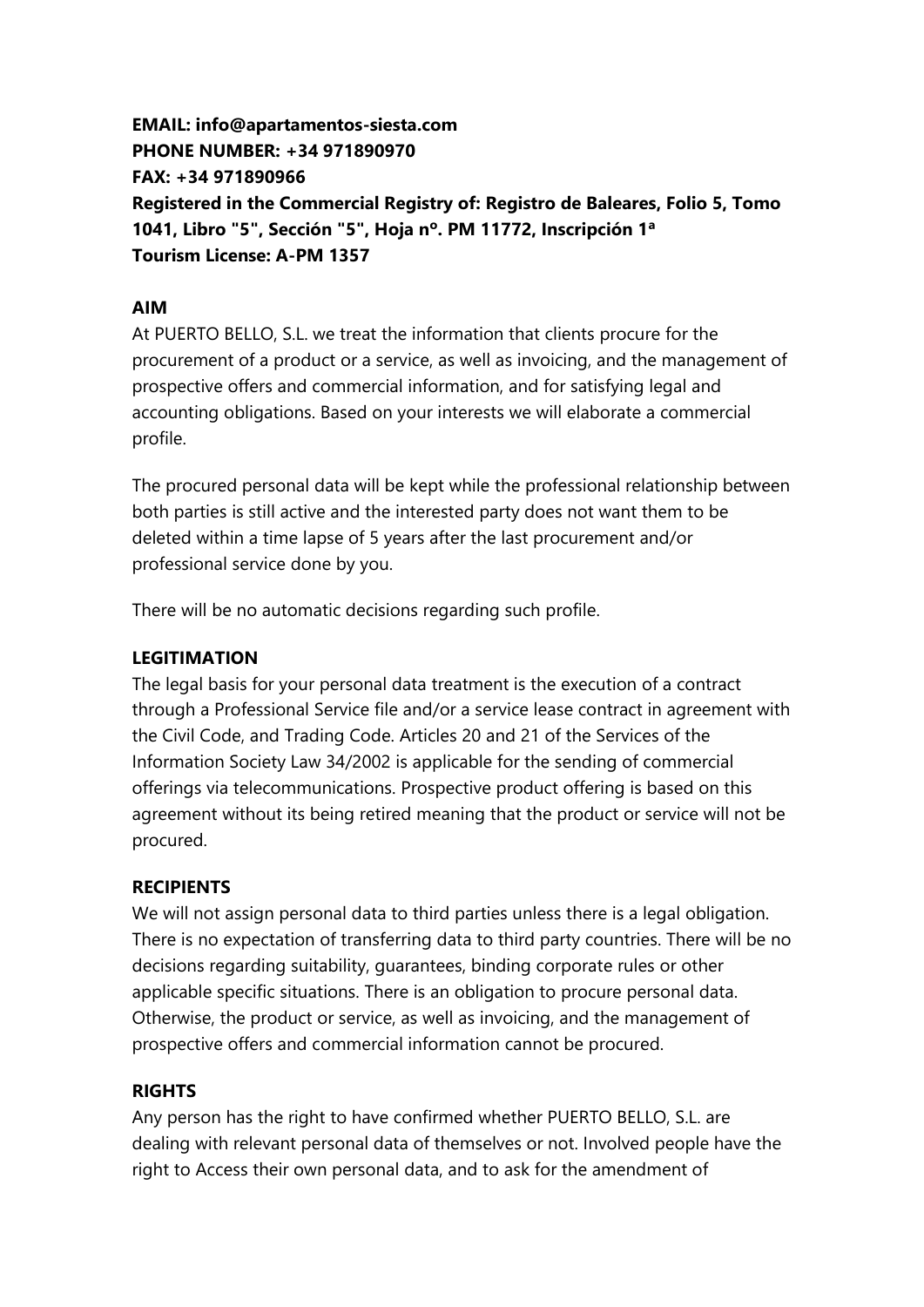**EMAIL: info@apartamentos-siesta.com**
**PHONE NUMBER: +34 971890970**
**FAX: +34 971890966**
**Registered in the Commercial Registry of: Registro de Baleares, Folio 5, Tomo 1041, Libro "5", Sección "5", Hoja nº. PM 11772, Inscripción 1ª**
**Tourism License: A-PM 1357**

**AIM**

At PUERTO BELLO, S.L. we treat the information that clients procure for the procurement of a product or a service, as well as invoicing, and the management of prospective offers and commercial information, and for satisfying legal and accounting obligations. Based on your interests we will elaborate a commercial profile.

The procured personal data will be kept while the professional relationship between both parties is still active and the interested party does not want them to be deleted within a time lapse of 5 years after the last procurement and/or professional service done by you.

There will be no automatic decisions regarding such profile.

**LEGITIMATION**

The legal basis for your personal data treatment is the execution of a contract through a Professional Service file and/or a service lease contract in agreement with the Civil Code, and Trading Code. Articles 20 and 21 of the Services of the Information Society Law 34/2002 is applicable for the sending of commercial offerings via telecommunications. Prospective product offering is based on this agreement without its being retired meaning that the product or service will not be procured.

**RECIPIENTS**

We will not assign personal data to third parties unless there is a legal obligation. There is no expectation of transferring data to third party countries. There will be no decisions regarding suitability, guarantees, binding corporate rules or other applicable specific situations. There is an obligation to procure personal data. Otherwise, the product or service, as well as invoicing, and the management of prospective offers and commercial information cannot be procured.

**RIGHTS**

Any person has the right to have confirmed whether PUERTO BELLO, S.L. are dealing with relevant personal data of themselves or not. Involved people have the right to Access their own personal data, and to ask for the amendment of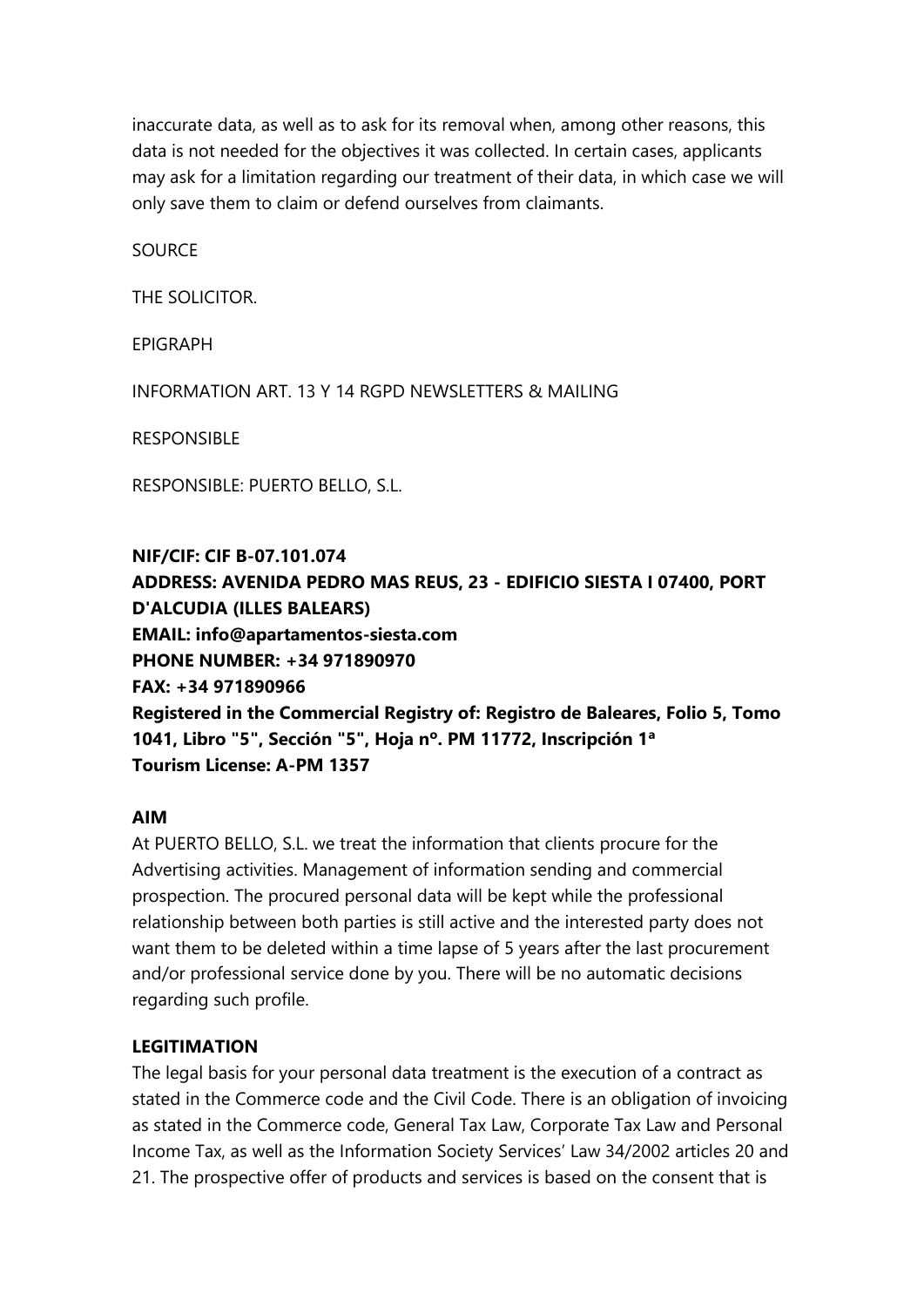inaccurate data, as well as to ask for its removal when, among other reasons, this data is not needed for the objectives it was collected. In certain cases, applicants may ask for a limitation regarding our treatment of their data, in which case we will only save them to claim or defend ourselves from claimants.

SOURCE

THE SOLICITOR.

EPIGRAPH

INFORMATION ART. 13 Y 14 RGPD NEWSLETTERS & MAILING

RESPONSIBLE

RESPONSIBLE: PUERTO BELLO, S.L.

**NIF/CIF: CIF B-07.101.074**
**ADDRESS: AVENIDA PEDRO MAS REUS, 23 - EDIFICIO SIESTA I 07400, PORT D'ALCUDIA (ILLES BALEARS)**
**EMAIL: info@apartamentos-siesta.com**
**PHONE NUMBER: +34 971890970**
**FAX: +34 971890966**
**Registered in the Commercial Registry of: Registro de Baleares, Folio 5, Tomo 1041, Libro "5", Sección "5", Hoja nº. PM 11772, Inscripción 1ª**
**Tourism License: A-PM 1357**

**AIM**

At PUERTO BELLO, S.L. we treat the information that clients procure for the Advertising activities. Management of information sending and commercial prospection. The procured personal data will be kept while the professional relationship between both parties is still active and the interested party does not want them to be deleted within a time lapse of 5 years after the last procurement and/or professional service done by you. There will be no automatic decisions regarding such profile.

**LEGITIMATION**

The legal basis for your personal data treatment is the execution of a contract as stated in the Commerce code and the Civil Code. There is an obligation of invoicing as stated in the Commerce code, General Tax Law, Corporate Tax Law and Personal Income Tax, as well as the Information Society Services' Law 34/2002 articles 20 and 21. The prospective offer of products and services is based on the consent that is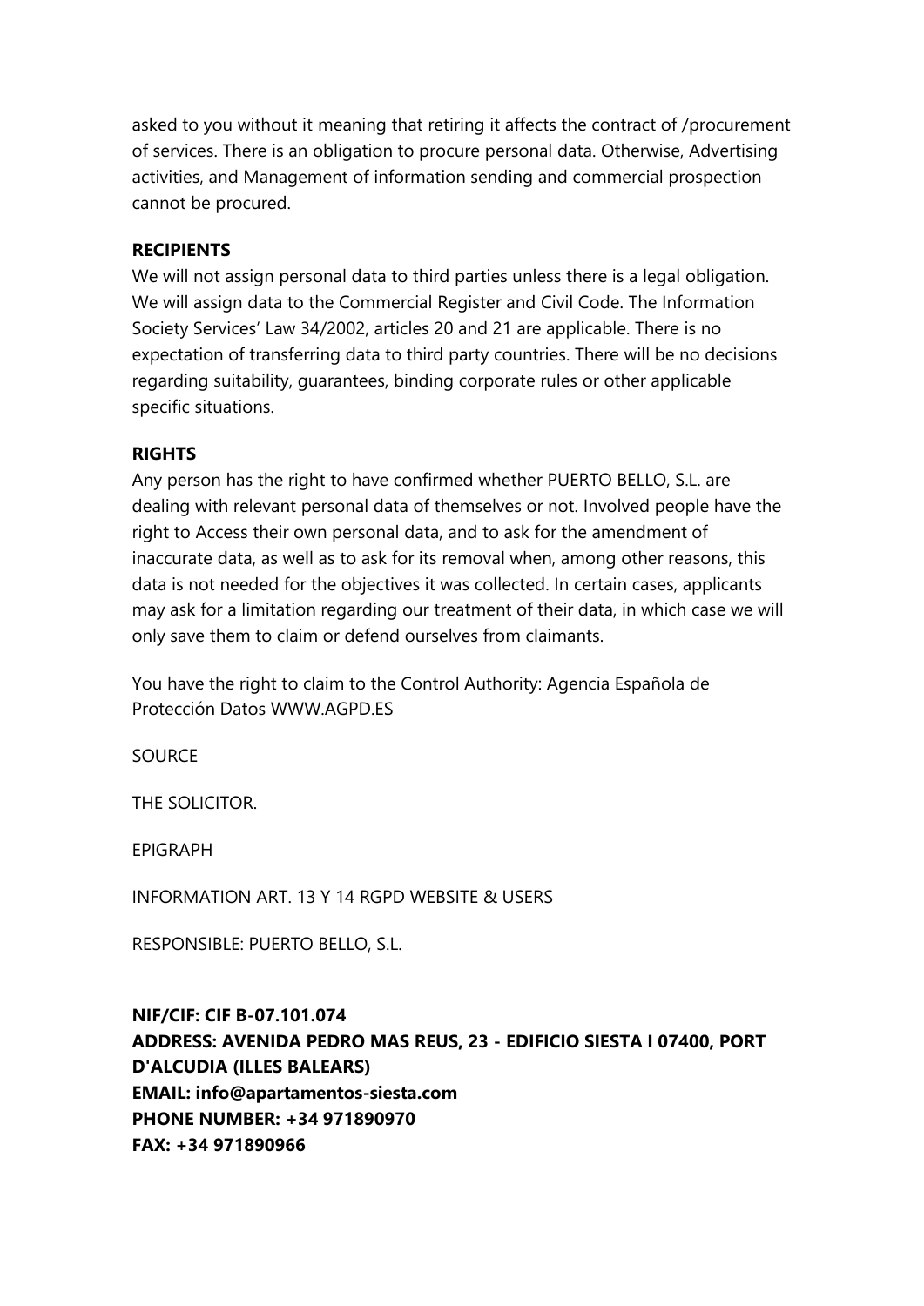asked to you without it meaning that retiring it affects the contract of /procurement of services. There is an obligation to procure personal data. Otherwise, Advertising activities, and Management of information sending and commercial prospection cannot be procured.

**RECIPIENTS**

We will not assign personal data to third parties unless there is a legal obligation. We will assign data to the Commercial Register and Civil Code. The Information Society Services' Law 34/2002, articles 20 and 21 are applicable. There is no expectation of transferring data to third party countries. There will be no decisions regarding suitability, guarantees, binding corporate rules or other applicable specific situations.

**RIGHTS**

Any person has the right to have confirmed whether PUERTO BELLO, S.L. are dealing with relevant personal data of themselves or not. Involved people have the right to Access their own personal data, and to ask for the amendment of inaccurate data, as well as to ask for its removal when, among other reasons, this data is not needed for the objectives it was collected. In certain cases, applicants may ask for a limitation regarding our treatment of their data, in which case we will only save them to claim or defend ourselves from claimants.

You have the right to claim to the Control Authority: Agencia Española de Protección Datos WWW.AGPD.ES

SOURCE

THE SOLICITOR.

EPIGRAPH

INFORMATION ART. 13 Y 14 RGPD WEBSITE & USERS

RESPONSIBLE: PUERTO BELLO, S.L.

**NIF/CIF: CIF B-07.101.074**
**ADDRESS: AVENIDA PEDRO MAS REUS, 23 - EDIFICIO SIESTA I 07400, PORT D'ALCUDIA (ILLES BALEARS)**
**EMAIL: info@apartamentos-siesta.com**
**PHONE NUMBER: +34 971890970**
**FAX: +34 971890966**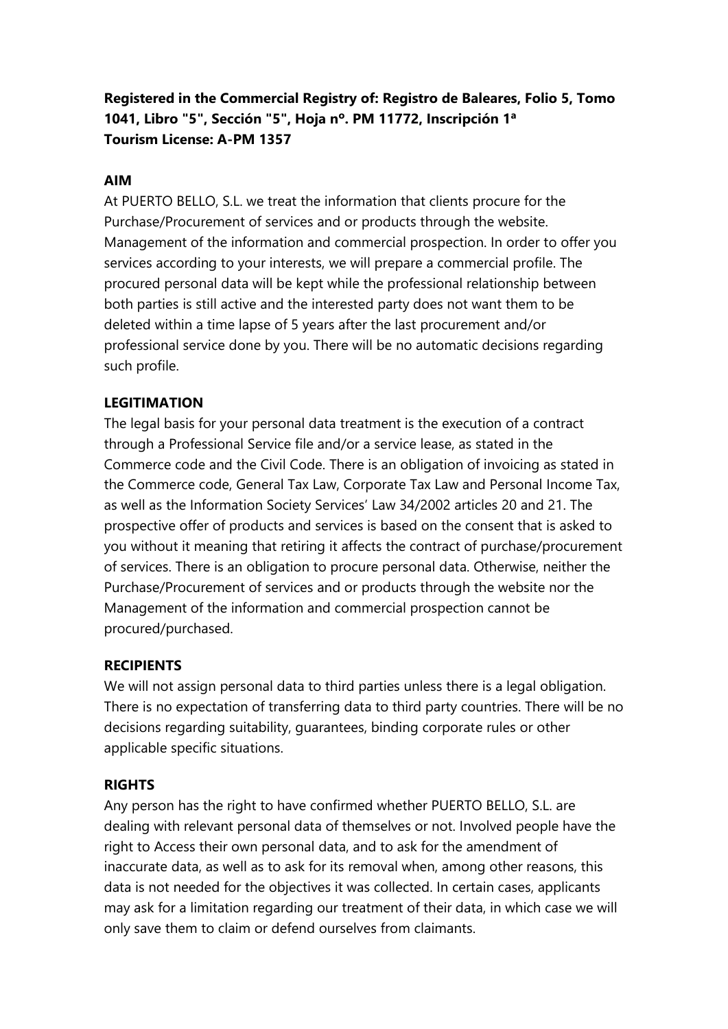**Registered in the Commercial Registry of: Registro de Baleares, Folio 5, Tomo 1041, Libro "5", Sección "5", Hoja nº. PM 11772, Inscripción 1ª**
**Tourism License: A-PM 1357**

**AIM**

At PUERTO BELLO, S.L. we treat the information that clients procure for the Purchase/Procurement of services and or products through the website. Management of the information and commercial prospection. In order to offer you services according to your interests, we will prepare a commercial profile. The procured personal data will be kept while the professional relationship between both parties is still active and the interested party does not want them to be deleted within a time lapse of 5 years after the last procurement and/or professional service done by you. There will be no automatic decisions regarding such profile.

**LEGITIMATION**

The legal basis for your personal data treatment is the execution of a contract through a Professional Service file and/or a service lease, as stated in the Commerce code and the Civil Code. There is an obligation of invoicing as stated in the Commerce code, General Tax Law, Corporate Tax Law and Personal Income Tax, as well as the Information Society Services' Law 34/2002 articles 20 and 21. The prospective offer of products and services is based on the consent that is asked to you without it meaning that retiring it affects the contract of purchase/procurement of services. There is an obligation to procure personal data. Otherwise, neither the Purchase/Procurement of services and or products through the website nor the Management of the information and commercial prospection cannot be procured/purchased.

**RECIPIENTS**

We will not assign personal data to third parties unless there is a legal obligation. There is no expectation of transferring data to third party countries. There will be no decisions regarding suitability, guarantees, binding corporate rules or other applicable specific situations.

**RIGHTS**

Any person has the right to have confirmed whether PUERTO BELLO, S.L. are dealing with relevant personal data of themselves or not. Involved people have the right to Access their own personal data, and to ask for the amendment of inaccurate data, as well as to ask for its removal when, among other reasons, this data is not needed for the objectives it was collected. In certain cases, applicants may ask for a limitation regarding our treatment of their data, in which case we will only save them to claim or defend ourselves from claimants.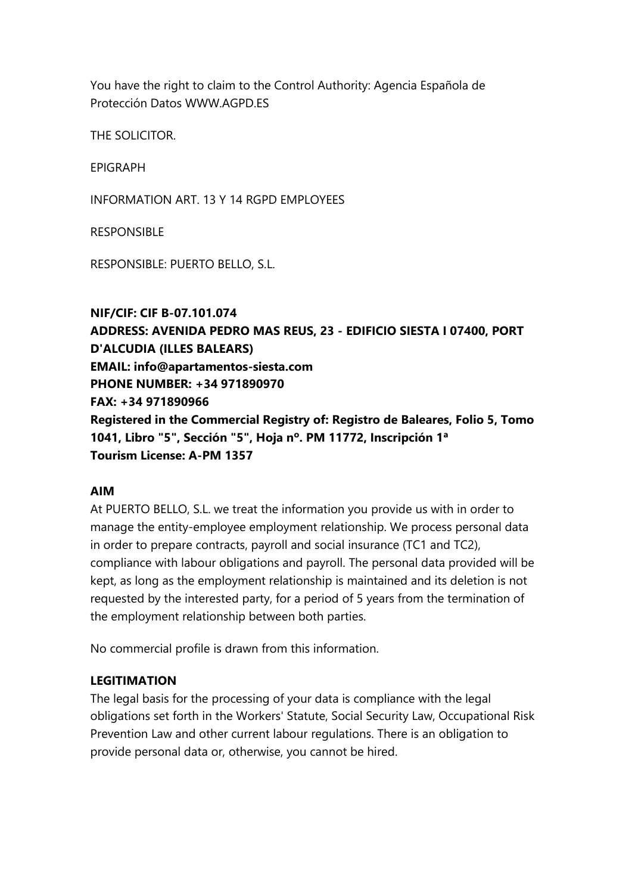You have the right to claim to the Control Authority: Agencia Española de Protección Datos WWW.AGPD.ES

THE SOLICITOR.

EPIGRAPH

INFORMATION ART. 13 Y 14 RGPD EMPLOYEES

RESPONSIBLE

RESPONSIBLE: PUERTO BELLO, S.L.

**NIF/CIF: CIF B-07.101.074**
**ADDRESS: AVENIDA PEDRO MAS REUS, 23 - EDIFICIO SIESTA I 07400, PORT D'ALCUDIA (ILLES BALEARS)**
**EMAIL: info@apartamentos-siesta.com**
**PHONE NUMBER: +34 971890970**
**FAX: +34 971890966**
**Registered in the Commercial Registry of: Registro de Baleares, Folio 5, Tomo 1041, Libro "5", Sección "5", Hoja nº. PM 11772, Inscripción 1ª**
**Tourism License: A-PM 1357**

**AIM**
At PUERTO BELLO, S.L. we treat the information you provide us with in order to manage the entity-employee employment relationship. We process personal data in order to prepare contracts, payroll and social insurance (TC1 and TC2), compliance with labour obligations and payroll. The personal data provided will be kept, as long as the employment relationship is maintained and its deletion is not requested by the interested party, for a period of 5 years from the termination of the employment relationship between both parties.

No commercial profile is drawn from this information.

**LEGITIMATION**
The legal basis for the processing of your data is compliance with the legal obligations set forth in the Workers' Statute, Social Security Law, Occupational Risk Prevention Law and other current labour regulations. There is an obligation to provide personal data or, otherwise, you cannot be hired.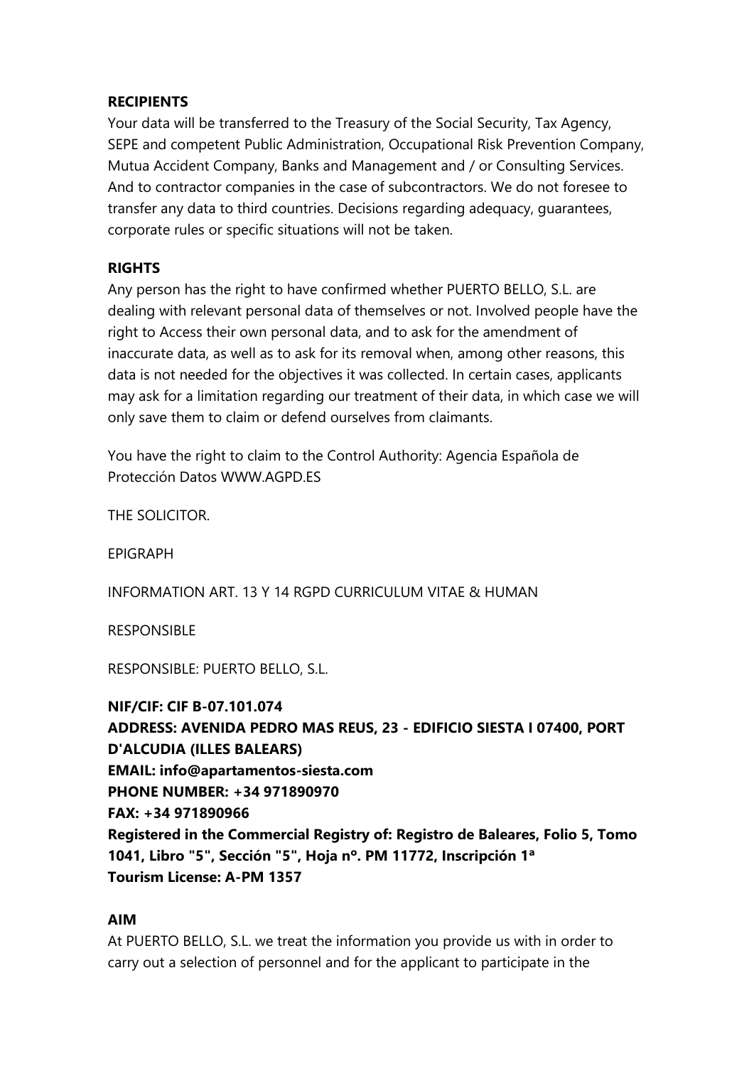**RECIPIENTS**

Your data will be transferred to the Treasury of the Social Security, Tax Agency, SEPE and competent Public Administration, Occupational Risk Prevention Company, Mutua Accident Company, Banks and Management and / or Consulting Services. And to contractor companies in the case of subcontractors. We do not foresee to transfer any data to third countries. Decisions regarding adequacy, guarantees, corporate rules or specific situations will not be taken.

**RIGHTS**

Any person has the right to have confirmed whether PUERTO BELLO, S.L. are dealing with relevant personal data of themselves or not. Involved people have the right to Access their own personal data, and to ask for the amendment of inaccurate data, as well as to ask for its removal when, among other reasons, this data is not needed for the objectives it was collected. In certain cases, applicants may ask for a limitation regarding our treatment of their data, in which case we will only save them to claim or defend ourselves from claimants.

You have the right to claim to the Control Authority: Agencia Española de Protección Datos WWW.AGPD.ES

THE SOLICITOR.

EPIGRAPH

INFORMATION ART. 13 Y 14 RGPD CURRICULUM VITAE & HUMAN

RESPONSIBLE

RESPONSIBLE: PUERTO BELLO, S.L.

**NIF/CIF: CIF B-07.101.074**
**ADDRESS: AVENIDA PEDRO MAS REUS, 23 - EDIFICIO SIESTA I 07400, PORT D'ALCUDIA (ILLES BALEARS)**
**EMAIL: info@apartamentos-siesta.com**
**PHONE NUMBER: +34 971890970**
**FAX: +34 971890966**
**Registered in the Commercial Registry of: Registro de Baleares, Folio 5, Tomo 1041, Libro "5", Sección "5", Hoja nº. PM 11772, Inscripción 1ª**
**Tourism License: A-PM 1357**

**AIM**

At PUERTO BELLO, S.L. we treat the information you provide us with in order to carry out a selection of personnel and for the applicant to participate in the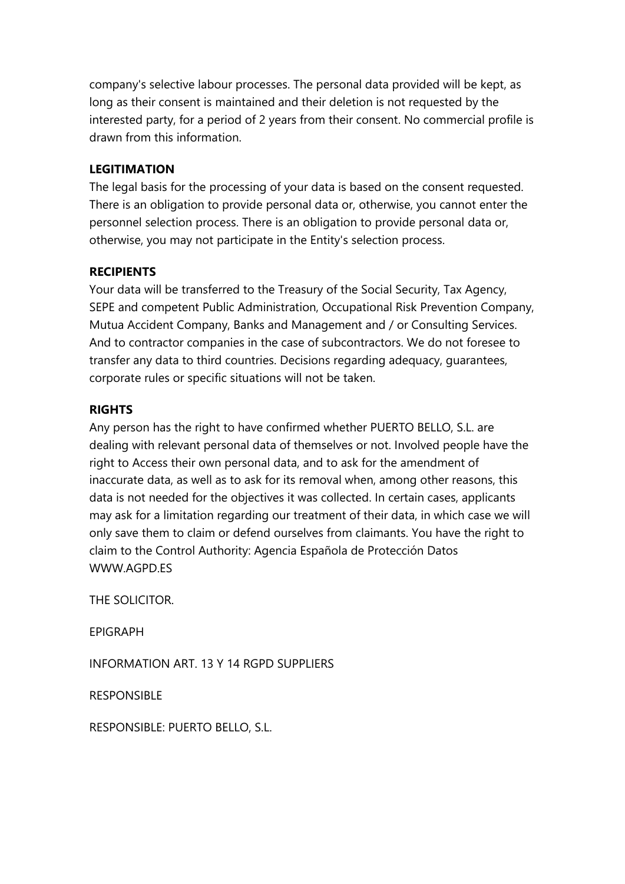company's selective labour processes. The personal data provided will be kept, as long as their consent is maintained and their deletion is not requested by the interested party, for a period of 2 years from their consent. No commercial profile is drawn from this information.

**LEGITIMATION**

The legal basis for the processing of your data is based on the consent requested. There is an obligation to provide personal data or, otherwise, you cannot enter the personnel selection process. There is an obligation to provide personal data or, otherwise, you may not participate in the Entity's selection process.

**RECIPIENTS**

Your data will be transferred to the Treasury of the Social Security, Tax Agency, SEPE and competent Public Administration, Occupational Risk Prevention Company, Mutua Accident Company, Banks and Management and / or Consulting Services. And to contractor companies in the case of subcontractors. We do not foresee to transfer any data to third countries. Decisions regarding adequacy, guarantees, corporate rules or specific situations will not be taken.

**RIGHTS**

Any person has the right to have confirmed whether PUERTO BELLO, S.L. are dealing with relevant personal data of themselves or not. Involved people have the right to Access their own personal data, and to ask for the amendment of inaccurate data, as well as to ask for its removal when, among other reasons, this data is not needed for the objectives it was collected. In certain cases, applicants may ask for a limitation regarding our treatment of their data, in which case we will only save them to claim or defend ourselves from claimants. You have the right to claim to the Control Authority: Agencia Española de Protección Datos WWW.AGPD.ES

THE SOLICITOR.

EPIGRAPH

INFORMATION ART. 13 Y 14 RGPD SUPPLIERS

RESPONSIBLE

RESPONSIBLE: PUERTO BELLO, S.L.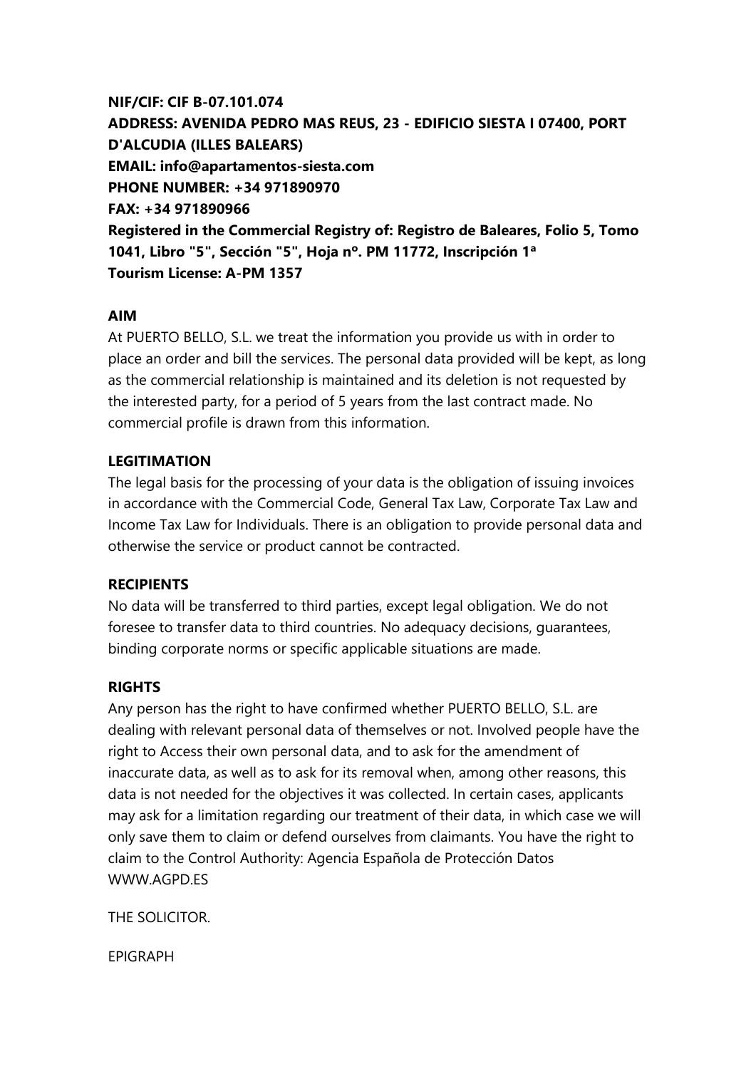**NIF/CIF: CIF B-07.101.074**
**ADDRESS: AVENIDA PEDRO MAS REUS, 23 - EDIFICIO SIESTA I 07400, PORT D'ALCUDIA (ILLES BALEARS)**
**EMAIL: info@apartamentos-siesta.com**
**PHONE NUMBER: +34 971890970**
**FAX: +34 971890966**
**Registered in the Commercial Registry of: Registro de Baleares, Folio 5, Tomo 1041, Libro "5", Sección "5", Hoja nº. PM 11772, Inscripción 1ª**
**Tourism License: A-PM 1357**

**AIM**

At PUERTO BELLO, S.L. we treat the information you provide us with in order to place an order and bill the services. The personal data provided will be kept, as long as the commercial relationship is maintained and its deletion is not requested by the interested party, for a period of 5 years from the last contract made. No commercial profile is drawn from this information.

**LEGITIMATION**

The legal basis for the processing of your data is the obligation of issuing invoices in accordance with the Commercial Code, General Tax Law, Corporate Tax Law and Income Tax Law for Individuals. There is an obligation to provide personal data and otherwise the service or product cannot be contracted.

**RECIPIENTS**

No data will be transferred to third parties, except legal obligation. We do not foresee to transfer data to third countries. No adequacy decisions, guarantees, binding corporate norms or specific applicable situations are made.

**RIGHTS**

Any person has the right to have confirmed whether PUERTO BELLO, S.L. are dealing with relevant personal data of themselves or not. Involved people have the right to Access their own personal data, and to ask for the amendment of inaccurate data, as well as to ask for its removal when, among other reasons, this data is not needed for the objectives it was collected. In certain cases, applicants may ask for a limitation regarding our treatment of their data, in which case we will only save them to claim or defend ourselves from claimants. You have the right to claim to the Control Authority: Agencia Española de Protección Datos WWW.AGPD.ES

THE SOLICITOR.

EPIGRAPH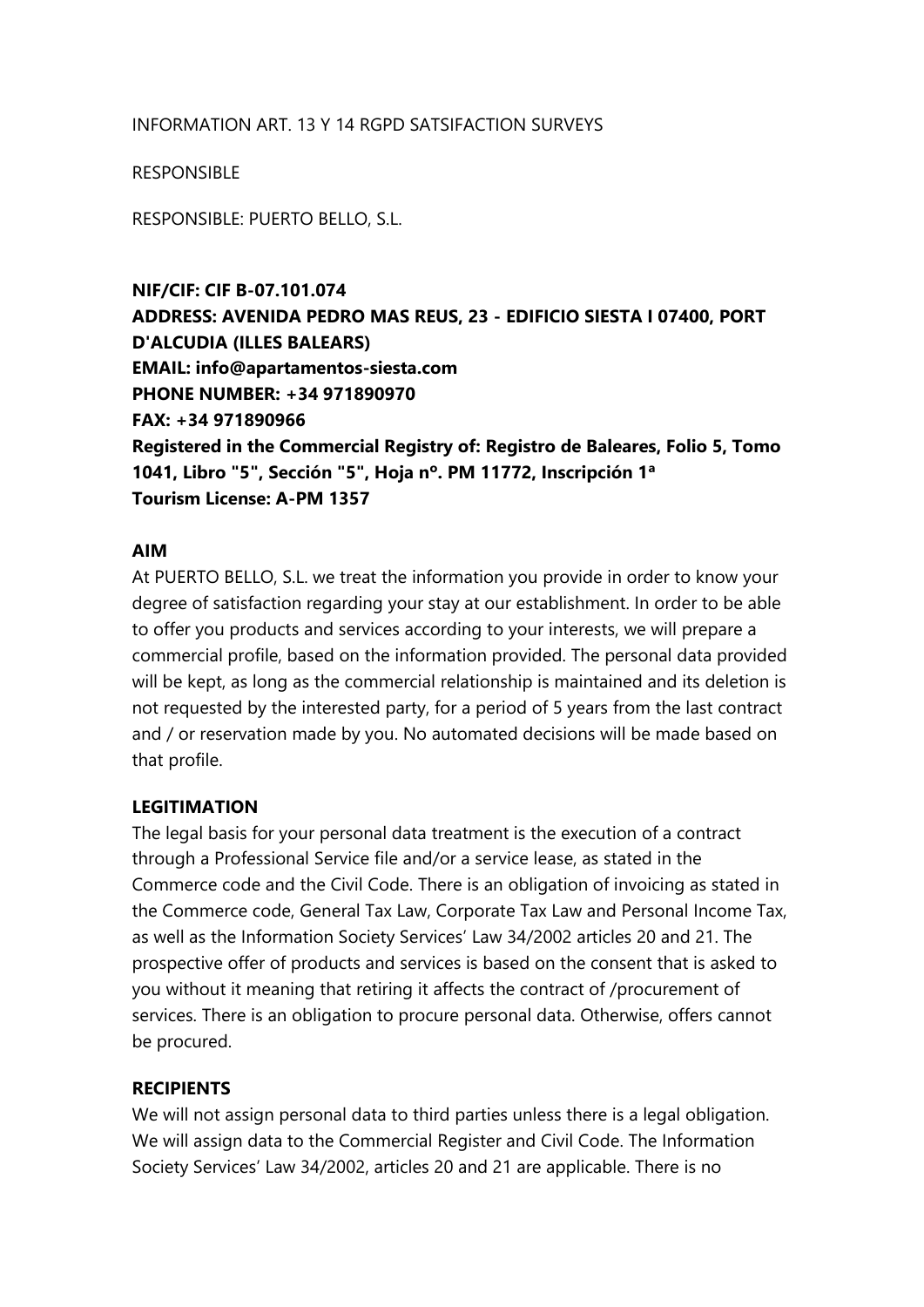INFORMATION ART. 13 Y 14 RGPD SATSIFACTION SURVEYS

RESPONSIBLE

RESPONSIBLE: PUERTO BELLO, S.L.

**NIF/CIF: CIF B-07.101.074**
**ADDRESS: AVENIDA PEDRO MAS REUS, 23 - EDIFICIO SIESTA I 07400, PORT D'ALCUDIA (ILLES BALEARS)**
**EMAIL: info@apartamentos-siesta.com**
**PHONE NUMBER: +34 971890970**
**FAX: +34 971890966**
**Registered in the Commercial Registry of: Registro de Baleares, Folio 5, Tomo 1041, Libro "5", Sección "5", Hoja nº. PM 11772, Inscripción 1ª**
**Tourism License: A-PM 1357**

**AIM**

At PUERTO BELLO, S.L. we treat the information you provide in order to know your degree of satisfaction regarding your stay at our establishment. In order to be able to offer you products and services according to your interests, we will prepare a commercial profile, based on the information provided. The personal data provided will be kept, as long as the commercial relationship is maintained and its deletion is not requested by the interested party, for a period of 5 years from the last contract and / or reservation made by you. No automated decisions will be made based on that profile.

**LEGITIMATION**

The legal basis for your personal data treatment is the execution of a contract through a Professional Service file and/or a service lease, as stated in the Commerce code and the Civil Code. There is an obligation of invoicing as stated in the Commerce code, General Tax Law, Corporate Tax Law and Personal Income Tax, as well as the Information Society Services' Law 34/2002 articles 20 and 21. The prospective offer of products and services is based on the consent that is asked to you without it meaning that retiring it affects the contract of /procurement of services. There is an obligation to procure personal data. Otherwise, offers cannot be procured.

**RECIPIENTS**

We will not assign personal data to third parties unless there is a legal obligation. We will assign data to the Commercial Register and Civil Code. The Information Society Services' Law 34/2002, articles 20 and 21 are applicable. There is no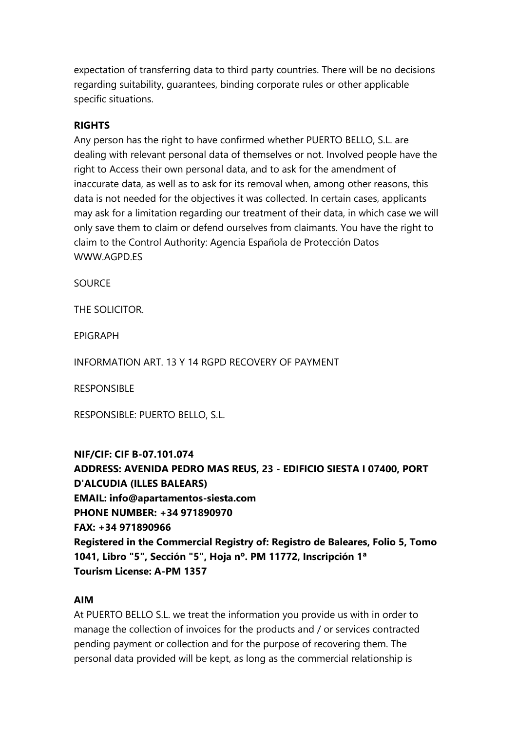expectation of transferring data to third party countries. There will be no decisions regarding suitability, guarantees, binding corporate rules or other applicable specific situations.

**RIGHTS**

Any person has the right to have confirmed whether PUERTO BELLO, S.L. are dealing with relevant personal data of themselves or not. Involved people have the right to Access their own personal data, and to ask for the amendment of inaccurate data, as well as to ask for its removal when, among other reasons, this data is not needed for the objectives it was collected. In certain cases, applicants may ask for a limitation regarding our treatment of their data, in which case we will only save them to claim or defend ourselves from claimants. You have the right to claim to the Control Authority: Agencia Española de Protección Datos WWW.AGPD.ES

SOURCE

THE SOLICITOR.

EPIGRAPH

INFORMATION ART. 13 Y 14 RGPD RECOVERY OF PAYMENT

RESPONSIBLE

RESPONSIBLE: PUERTO BELLO, S.L.

**NIF/CIF: CIF B-07.101.074**
**ADDRESS: AVENIDA PEDRO MAS REUS, 23 - EDIFICIO SIESTA I 07400, PORT D'ALCUDIA (ILLES BALEARS)**
**EMAIL: info@apartamentos-siesta.com**
**PHONE NUMBER: +34 971890970**
**FAX: +34 971890966**
**Registered in the Commercial Registry of: Registro de Baleares, Folio 5, Tomo 1041, Libro "5", Sección "5", Hoja nº. PM 11772, Inscripción 1ª**
**Tourism License: A-PM 1357**

**AIM**

At PUERTO BELLO S.L. we treat the information you provide us with in order to manage the collection of invoices for the products and / or services contracted pending payment or collection and for the purpose of recovering them. The personal data provided will be kept, as long as the commercial relationship is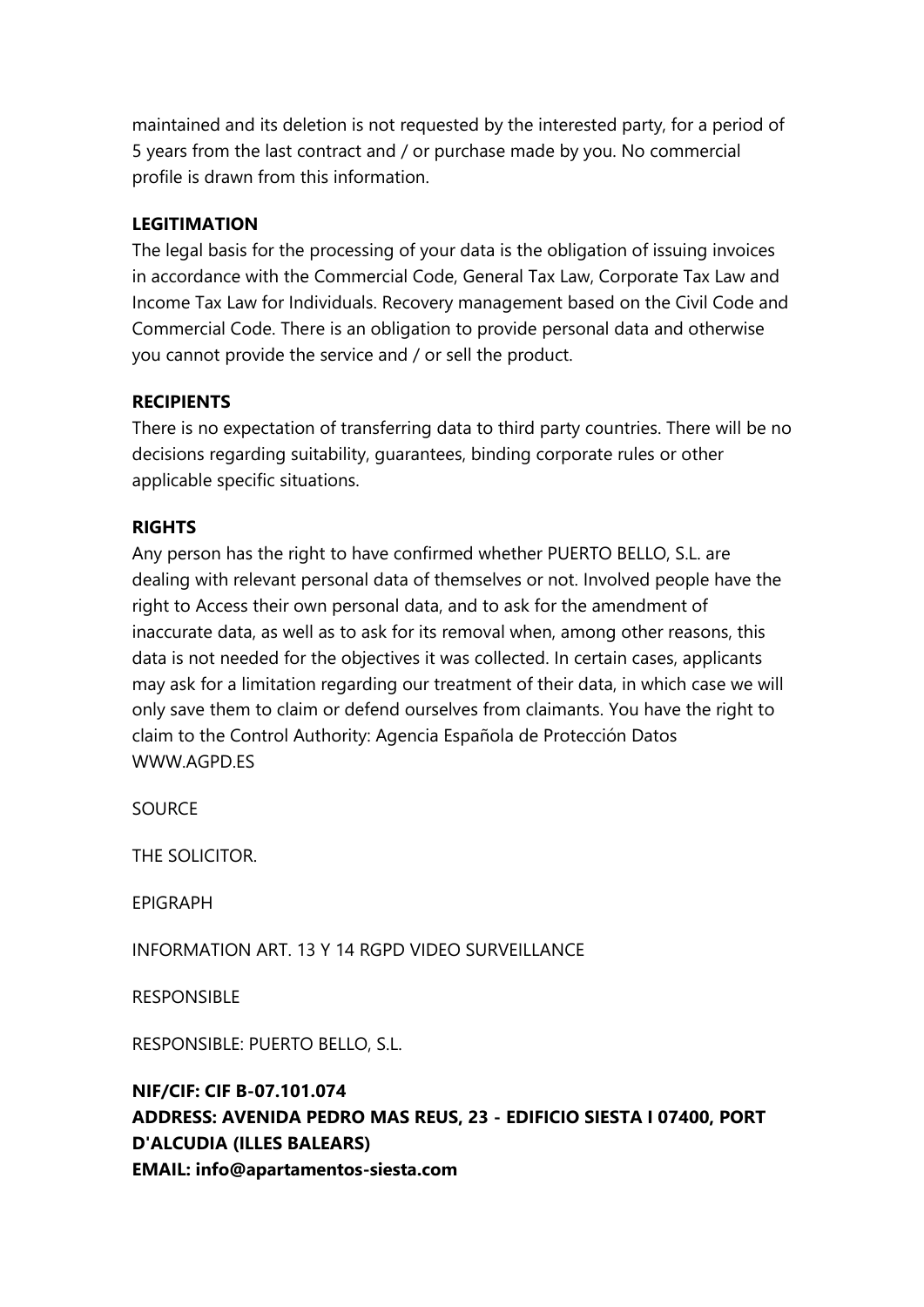maintained and its deletion is not requested by the interested party, for a period of 5 years from the last contract and / or purchase made by you. No commercial profile is drawn from this information.

**LEGITIMATION**

The legal basis for the processing of your data is the obligation of issuing invoices in accordance with the Commercial Code, General Tax Law, Corporate Tax Law and Income Tax Law for Individuals. Recovery management based on the Civil Code and Commercial Code. There is an obligation to provide personal data and otherwise you cannot provide the service and / or sell the product.

**RECIPIENTS**

There is no expectation of transferring data to third party countries. There will be no decisions regarding suitability, guarantees, binding corporate rules or other applicable specific situations.

**RIGHTS**

Any person has the right to have confirmed whether PUERTO BELLO, S.L. are dealing with relevant personal data of themselves or not. Involved people have the right to Access their own personal data, and to ask for the amendment of inaccurate data, as well as to ask for its removal when, among other reasons, this data is not needed for the objectives it was collected. In certain cases, applicants may ask for a limitation regarding our treatment of their data, in which case we will only save them to claim or defend ourselves from claimants. You have the right to claim to the Control Authority: Agencia Española de Protección Datos WWW.AGPD.ES

SOURCE

THE SOLICITOR.

EPIGRAPH

INFORMATION ART. 13 Y 14 RGPD VIDEO SURVEILLANCE

RESPONSIBLE

RESPONSIBLE: PUERTO BELLO, S.L.

**NIF/CIF: CIF B-07.101.074**
**ADDRESS: AVENIDA PEDRO MAS REUS, 23 - EDIFICIO SIESTA I 07400, PORT D'ALCUDIA (ILLES BALEARS)**
**EMAIL: info@apartamentos-siesta.com**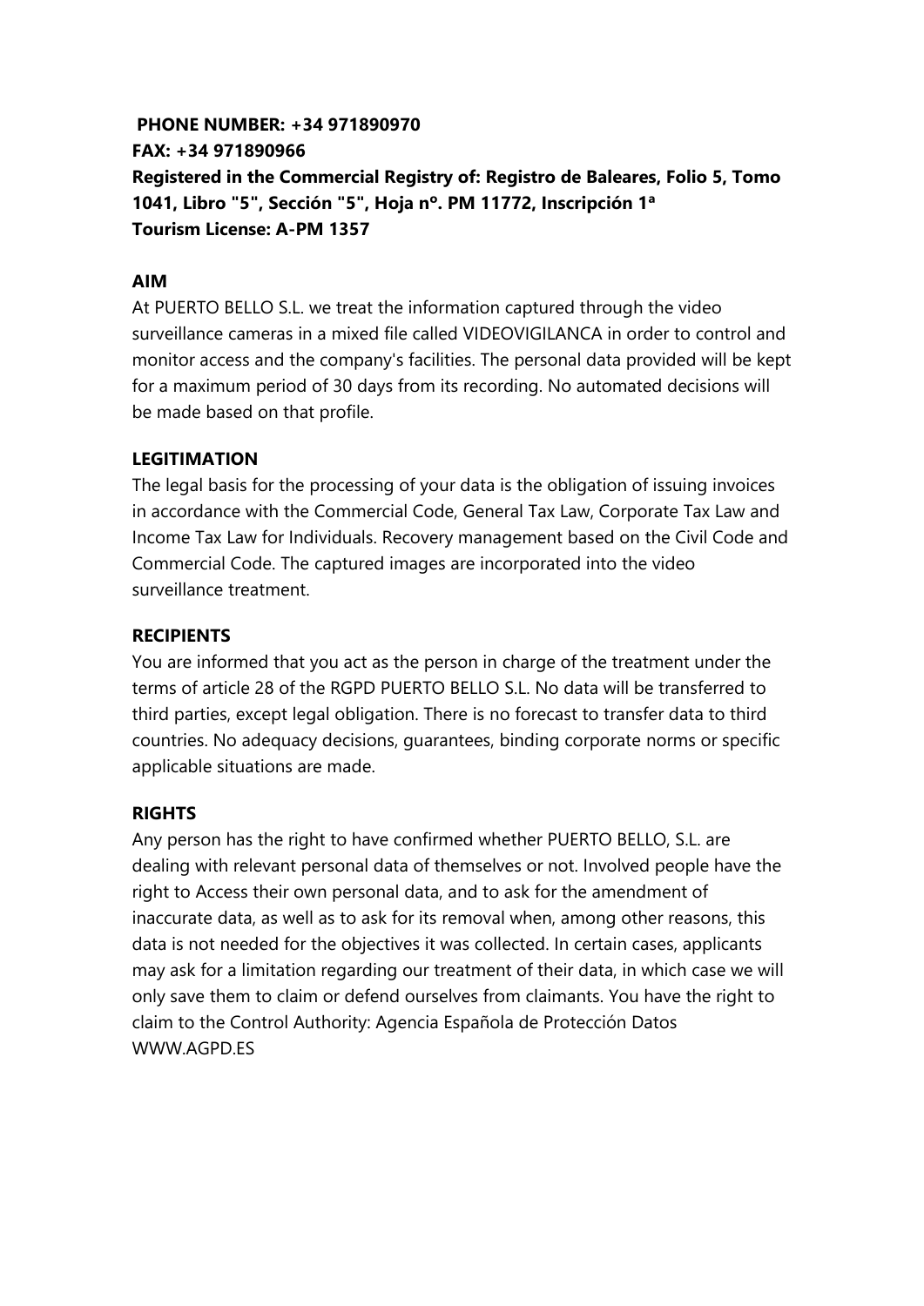**PHONE NUMBER: +34 971890970**
**FAX: +34 971890966**
**Registered in the Commercial Registry of: Registro de Baleares, Folio 5, Tomo 1041, Libro "5", Sección "5", Hoja nº. PM 11772, Inscripción 1ª**
**Tourism License: A-PM 1357**

**AIM**

At PUERTO BELLO S.L. we treat the information captured through the video surveillance cameras in a mixed file called VIDEOVIGILANCA in order to control and monitor access and the company's facilities. The personal data provided will be kept for a maximum period of 30 days from its recording. No automated decisions will be made based on that profile.

**LEGITIMATION**

The legal basis for the processing of your data is the obligation of issuing invoices in accordance with the Commercial Code, General Tax Law, Corporate Tax Law and Income Tax Law for Individuals. Recovery management based on the Civil Code and Commercial Code. The captured images are incorporated into the video surveillance treatment.

**RECIPIENTS**

You are informed that you act as the person in charge of the treatment under the terms of article 28 of the RGPD PUERTO BELLO S.L. No data will be transferred to third parties, except legal obligation. There is no forecast to transfer data to third countries. No adequacy decisions, guarantees, binding corporate norms or specific applicable situations are made.

**RIGHTS**

Any person has the right to have confirmed whether PUERTO BELLO, S.L. are dealing with relevant personal data of themselves or not. Involved people have the right to Access their own personal data, and to ask for the amendment of inaccurate data, as well as to ask for its removal when, among other reasons, this data is not needed for the objectives it was collected. In certain cases, applicants may ask for a limitation regarding our treatment of their data, in which case we will only save them to claim or defend ourselves from claimants. You have the right to claim to the Control Authority: Agencia Española de Protección Datos WWW.AGPD.ES